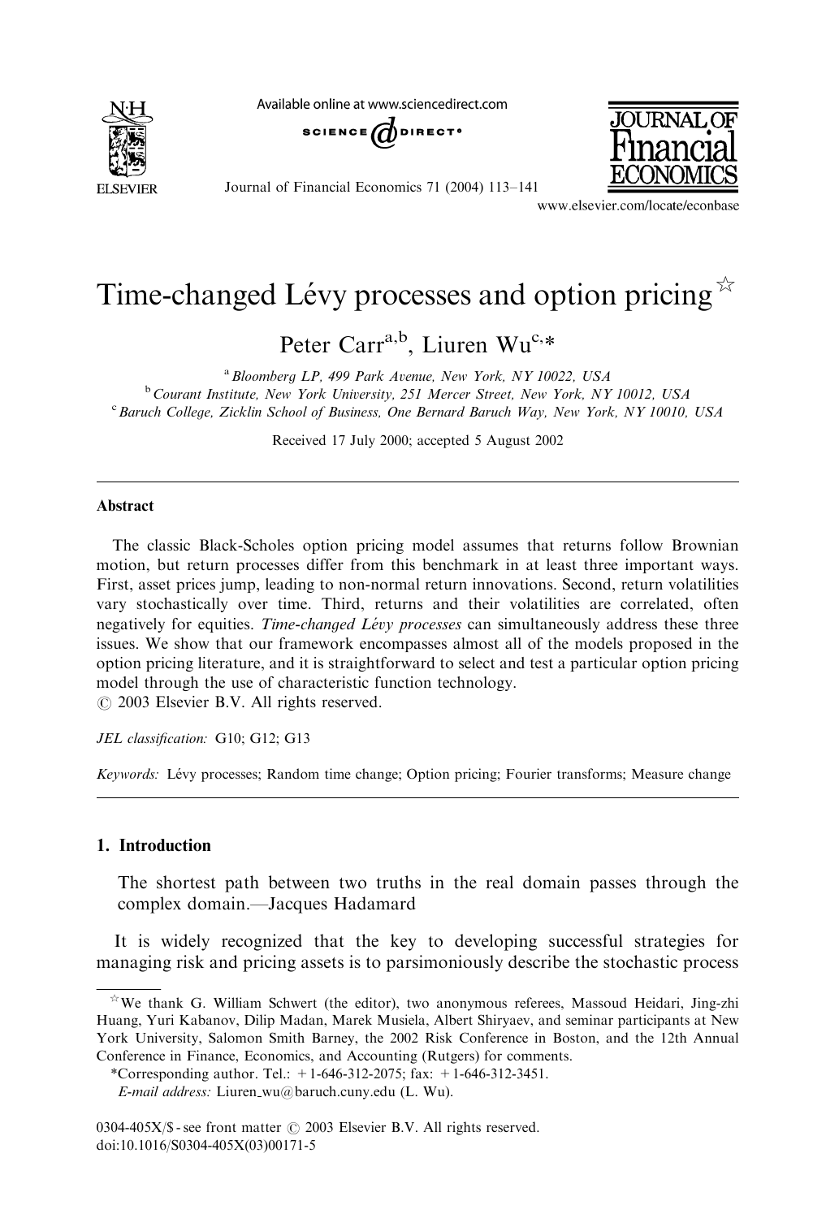# Time-changed Lévy processes and option pricing ☆

Peter Carr[a,b], Liuren Wu[c,*]

[a] Bloomberg LP, 499 Park Avenue, New York, NY 10022, USA
[b] Courant Institute, New York University, 251 Mercer Street, New York, NY 10012, USA
[c] Baruch College, Zicklin School of Business, One Bernard Baruch Way, New York, NY 10010, USA

Received 17 July 2000; accepted 5 August 2002

## Abstract

The classic Black-Scholes option pricing model assumes that returns follow Brownian motion, but return processes differ from this benchmark in at least three important ways. First, asset prices jump, leading to non-normal return innovations. Second, return volatilities vary stochastically over time. Third, returns and their volatilities are correlated, often negatively for equities. *Time-changed Lévy processes* can simultaneously address these three issues. We show that our framework encompasses almost all of the models proposed in the option pricing literature, and it is straightforward to select and test a particular option pricing model through the use of characteristic function technology.

© 2003 Elsevier B.V. All rights reserved.

*JEL classification:* G10; G12; G13

*Keywords:* Lévy processes; Random time change; Option pricing; Fourier transforms; Measure change

## 1. Introduction

> The shortest path between two truths in the real domain passes through the complex domain.—Jacques Hadamard

It is widely recognized that the key to developing successful strategies for managing risk and pricing assets is to parsimoniously describe the stochastic process

☆ We thank G. William Schwert (the editor), two anonymous referees, Massoud Heidari, Jing-zhi Huang, Yuri Kabanov, Dilip Madan, Marek Musiela, Albert Shiryaev, and seminar participants at New York University, Salomon Smith Barney, the 2002 Risk Conference in Boston, and the 12th Annual Conference in Finance, Economics, and Accounting (Rutgers) for comments.

*Corresponding author. Tel.: +1-646-312-2075; fax: +1-646-312-3451.

*E-mail address:* Liuren_wu@baruch.cuny.edu (L. Wu).

0304-405X/$ - see front matter © 2003 Elsevier B.V. All rights reserved.
doi:10.1016/S0304-405X(03)00171-5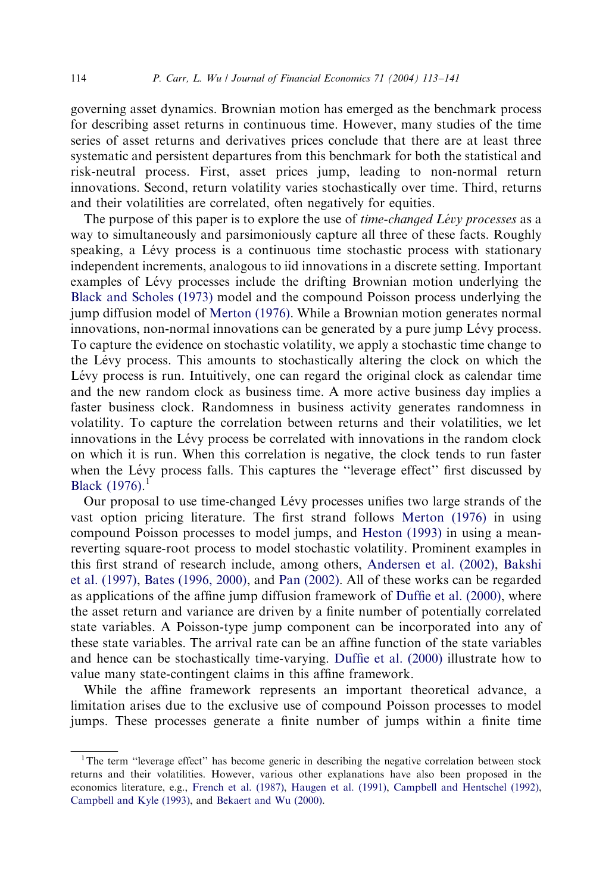governing asset dynamics. Brownian motion has emerged as the benchmark process for describing asset returns in continuous time. However, many studies of the time series of asset returns and derivatives prices conclude that there are at least three systematic and persistent departures from this benchmark for both the statistical and risk-neutral process. First, asset prices jump, leading to non-normal return innovations. Second, return volatility varies stochastically over time. Third, returns and their volatilities are correlated, often negatively for equities.

The purpose of this paper is to explore the use of *time-changed Lévy processes* as a way to simultaneously and parsimoniously capture all three of these facts. Roughly speaking, a Lévy process is a continuous time stochastic process with stationary independent increments, analogous to iid innovations in a discrete setting. Important examples of Lévy processes include the drifting Brownian motion underlying the Black and Scholes (1973) model and the compound Poisson process underlying the jump diffusion model of Merton (1976). While a Brownian motion generates normal innovations, non-normal innovations can be generated by a pure jump Lévy process. To capture the evidence on stochastic volatility, we apply a stochastic time change to the Lévy process. This amounts to stochastically altering the clock on which the Lévy process is run. Intuitively, one can regard the original clock as calendar time and the new random clock as business time. A more active business day implies a faster business clock. Randomness in business activity generates randomness in volatility. To capture the correlation between returns and their volatilities, we let innovations in the Lévy process be correlated with innovations in the random clock on which it is run. When this correlation is negative, the clock tends to run faster when the Lévy process falls. This captures the "leverage effect" first discussed by Black (1976).[1]

Our proposal to use time-changed Lévy processes unifies two large strands of the vast option pricing literature. The first strand follows Merton (1976) in using compound Poisson processes to model jumps, and Heston (1993) in using a mean-reverting square-root process to model stochastic volatility. Prominent examples in this first strand of research include, among others, Andersen et al. (2002), Bakshi et al. (1997), Bates (1996, 2000), and Pan (2002). All of these works can be regarded as applications of the affine jump diffusion framework of Duffie et al. (2000), where the asset return and variance are driven by a finite number of potentially correlated state variables. A Poisson-type jump component can be incorporated into any of these state variables. The arrival rate can be an affine function of the state variables and hence can be stochastically time-varying. Duffie et al. (2000) illustrate how to value many state-contingent claims in this affine framework.

While the affine framework represents an important theoretical advance, a limitation arises due to the exclusive use of compound Poisson processes to model jumps. These processes generate a finite number of jumps within a finite time

[1] The term "leverage effect" has become generic in describing the negative correlation between stock returns and their volatilities. However, various other explanations have also been proposed in the economics literature, e.g., French et al. (1987), Haugen et al. (1991), Campbell and Hentschel (1992), Campbell and Kyle (1993), and Bekaert and Wu (2000).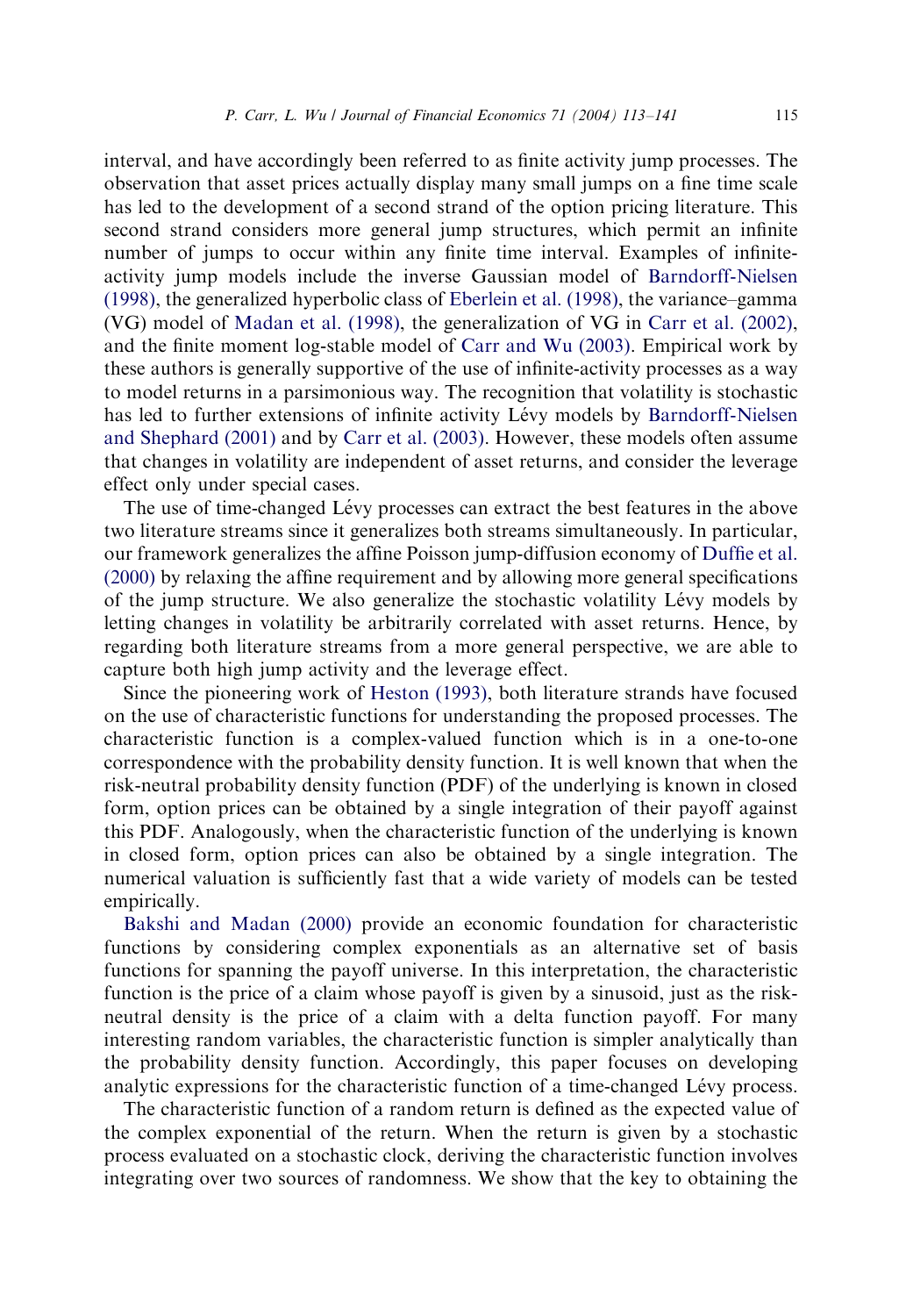interval, and have accordingly been referred to as finite activity jump processes. The observation that asset prices actually display many small jumps on a fine time scale has led to the development of a second strand of the option pricing literature. This second strand considers more general jump structures, which permit an infinite number of jumps to occur within any finite time interval. Examples of infinite-activity jump models include the inverse Gaussian model of Barndorff-Nielsen (1998), the generalized hyperbolic class of Eberlein et al. (1998), the variance–gamma (VG) model of Madan et al. (1998), the generalization of VG in Carr et al. (2002), and the finite moment log-stable model of Carr and Wu (2003). Empirical work by these authors is generally supportive of the use of infinite-activity processes as a way to model returns in a parsimonious way. The recognition that volatility is stochastic has led to further extensions of infinite activity Lévy models by Barndorff-Nielsen and Shephard (2001) and by Carr et al. (2003). However, these models often assume that changes in volatility are independent of asset returns, and consider the leverage effect only under special cases.

The use of time-changed Lévy processes can extract the best features in the above two literature streams since it generalizes both streams simultaneously. In particular, our framework generalizes the affine Poisson jump-diffusion economy of Duffie et al. (2000) by relaxing the affine requirement and by allowing more general specifications of the jump structure. We also generalize the stochastic volatility Lévy models by letting changes in volatility be arbitrarily correlated with asset returns. Hence, by regarding both literature streams from a more general perspective, we are able to capture both high jump activity and the leverage effect.

Since the pioneering work of Heston (1993), both literature strands have focused on the use of characteristic functions for understanding the proposed processes. The characteristic function is a complex-valued function which is in a one-to-one correspondence with the probability density function. It is well known that when the risk-neutral probability density function (PDF) of the underlying is known in closed form, option prices can be obtained by a single integration of their payoff against this PDF. Analogously, when the characteristic function of the underlying is known in closed form, option prices can also be obtained by a single integration. The numerical valuation is sufficiently fast that a wide variety of models can be tested empirically.

Bakshi and Madan (2000) provide an economic foundation for characteristic functions by considering complex exponentials as an alternative set of basis functions for spanning the payoff universe. In this interpretation, the characteristic function is the price of a claim whose payoff is given by a sinusoid, just as the risk-neutral density is the price of a claim with a delta function payoff. For many interesting random variables, the characteristic function is simpler analytically than the probability density function. Accordingly, this paper focuses on developing analytic expressions for the characteristic function of a time-changed Lévy process.

The characteristic function of a random return is defined as the expected value of the complex exponential of the return. When the return is given by a stochastic process evaluated on a stochastic clock, deriving the characteristic function involves integrating over two sources of randomness. We show that the key to obtaining the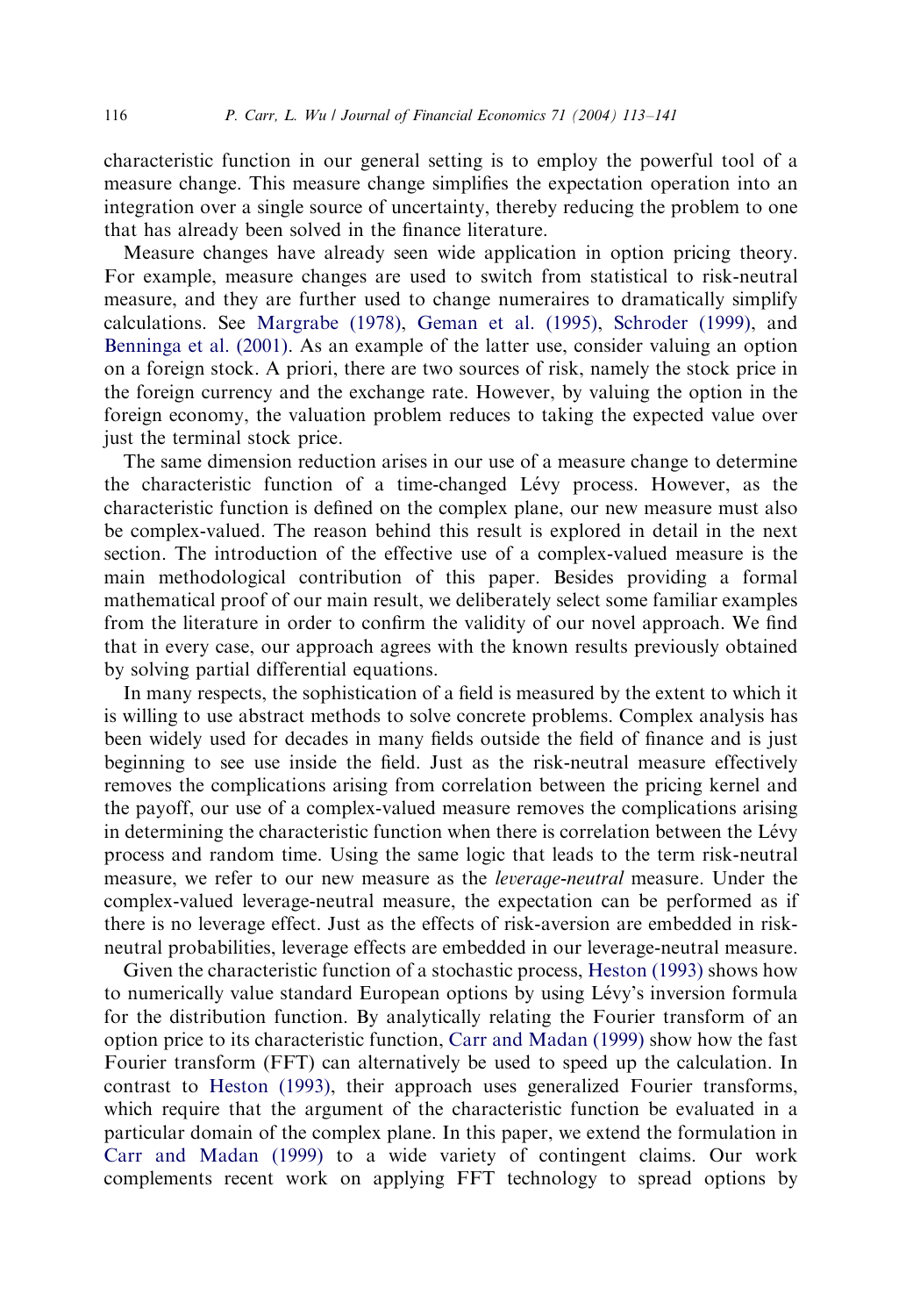characteristic function in our general setting is to employ the powerful tool of a measure change. This measure change simplifies the expectation operation into an integration over a single source of uncertainty, thereby reducing the problem to one that has already been solved in the finance literature.

Measure changes have already seen wide application in option pricing theory. For example, measure changes are used to switch from statistical to risk-neutral measure, and they are further used to change numeraires to dramatically simplify calculations. See Margrabe (1978), Geman et al. (1995), Schroder (1999), and Benninga et al. (2001). As an example of the latter use, consider valuing an option on a foreign stock. A priori, there are two sources of risk, namely the stock price in the foreign currency and the exchange rate. However, by valuing the option in the foreign economy, the valuation problem reduces to taking the expected value over just the terminal stock price.

The same dimension reduction arises in our use of a measure change to determine the characteristic function of a time-changed Lévy process. However, as the characteristic function is defined on the complex plane, our new measure must also be complex-valued. The reason behind this result is explored in detail in the next section. The introduction of the effective use of a complex-valued measure is the main methodological contribution of this paper. Besides providing a formal mathematical proof of our main result, we deliberately select some familiar examples from the literature in order to confirm the validity of our novel approach. We find that in every case, our approach agrees with the known results previously obtained by solving partial differential equations.

In many respects, the sophistication of a field is measured by the extent to which it is willing to use abstract methods to solve concrete problems. Complex analysis has been widely used for decades in many fields outside the field of finance and is just beginning to see use inside the field. Just as the risk-neutral measure effectively removes the complications arising from correlation between the pricing kernel and the payoff, our use of a complex-valued measure removes the complications arising in determining the characteristic function when there is correlation between the Lévy process and random time. Using the same logic that leads to the term risk-neutral measure, we refer to our new measure as the *leverage-neutral* measure. Under the complex-valued leverage-neutral measure, the expectation can be performed as if there is no leverage effect. Just as the effects of risk-aversion are embedded in risk-neutral probabilities, leverage effects are embedded in our leverage-neutral measure.

Given the characteristic function of a stochastic process, Heston (1993) shows how to numerically value standard European options by using Lévy's inversion formula for the distribution function. By analytically relating the Fourier transform of an option price to its characteristic function, Carr and Madan (1999) show how the fast Fourier transform (FFT) can alternatively be used to speed up the calculation. In contrast to Heston (1993), their approach uses generalized Fourier transforms, which require that the argument of the characteristic function be evaluated in a particular domain of the complex plane. In this paper, we extend the formulation in Carr and Madan (1999) to a wide variety of contingent claims. Our work complements recent work on applying FFT technology to spread options by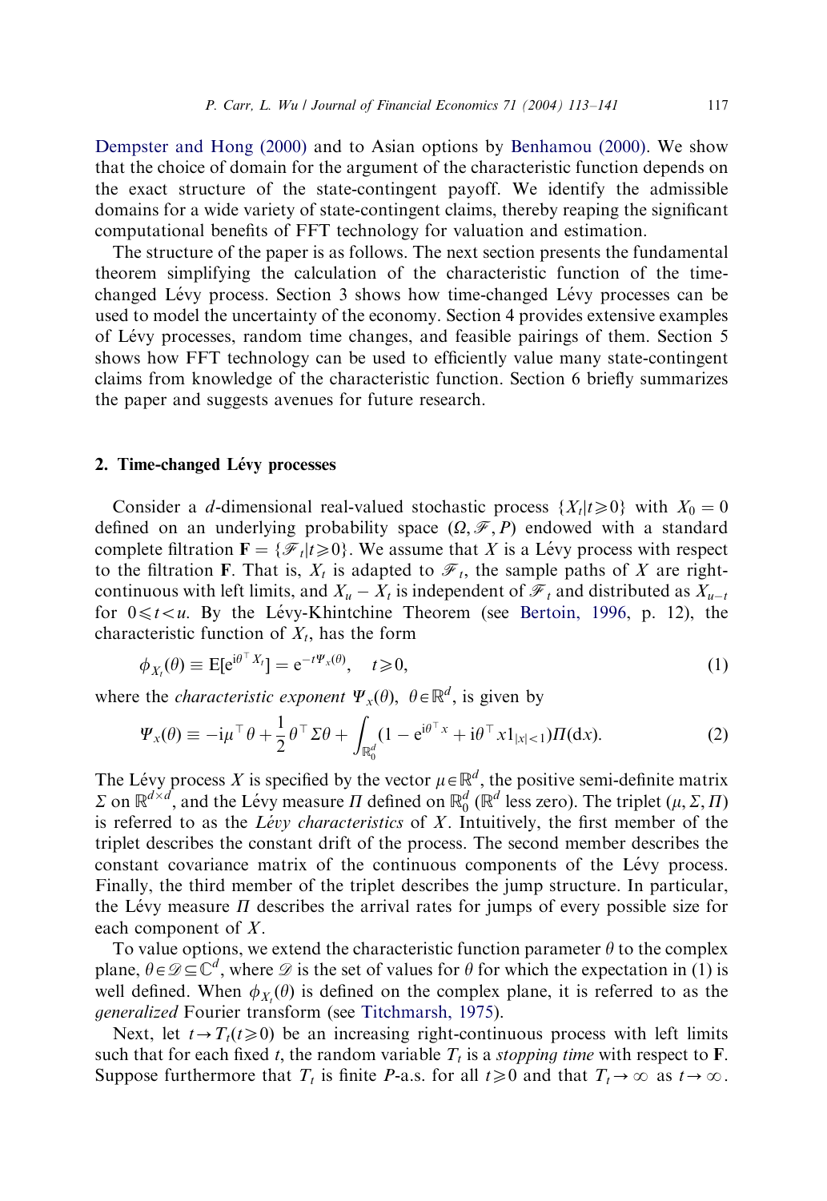Dempster and Hong (2000) and to Asian options by Benhamou (2000). We show that the choice of domain for the argument of the characteristic function depends on the exact structure of the state-contingent payoff. We identify the admissible domains for a wide variety of state-contingent claims, thereby reaping the significant computational benefits of FFT technology for valuation and estimation.

The structure of the paper is as follows. The next section presents the fundamental theorem simplifying the calculation of the characteristic function of the time-changed Lévy process. Section 3 shows how time-changed Lévy processes can be used to model the uncertainty of the economy. Section 4 provides extensive examples of Lévy processes, random time changes, and feasible pairings of them. Section 5 shows how FFT technology can be used to efficiently value many state-contingent claims from knowledge of the characteristic function. Section 6 briefly summarizes the paper and suggests avenues for future research.

## 2. Time-changed Lévy processes

Consider a $d$-dimensional real-valued stochastic process $\{X_t | t \geqslant 0\}$ with $X_0 = 0$ defined on an underlying probability space $(\Omega, \mathscr{F}, P)$ endowed with a standard complete filtration $\mathbf{F} = \{\mathscr{F}_t | t \geqslant 0\}$. We assume that $X$ is a Lévy process with respect to the filtration $\mathbf{F}$. That is, $X_t$ is adapted to $\mathscr{F}_t$, the sample paths of $X$ are right-continuous with left limits, and $X_u - X_t$ is independent of $\mathscr{F}_t$ and distributed as $X_{u-t}$ for $0 \leqslant t < u$. By the Lévy-Khintchine Theorem (see Bertoin, 1996, p. 12), the characteristic function of $X_t$, has the form

$$\phi_{X_t}(\theta) \equiv \mathrm{E}[\mathrm{e}^{\mathrm{i}\theta^\top X_t}] = \mathrm{e}^{-t\Psi_x(\theta)}, \quad t \geqslant 0, \tag{1}$$

where the *characteristic exponent* $\Psi_x(\theta)$, $\theta \in \mathbb{R}^d$, is given by

$$\Psi_x(\theta) \equiv -\mathrm{i}\mu^\top \theta + \frac{1}{2}\theta^\top \Sigma \theta + \int_{\mathbb{R}_0^d} (1 - \mathrm{e}^{\mathrm{i}\theta^\top x} + \mathrm{i}\theta^\top x 1_{|x|<1}) \Pi(\mathrm{d}x). \tag{2}$$

The Lévy process $X$ is specified by the vector $\mu \in \mathbb{R}^d$, the positive semi-definite matrix $\Sigma$ on $\mathbb{R}^{d \times d}$, and the Lévy measure $\Pi$ defined on $\mathbb{R}_0^d$ ($\mathbb{R}^d$ less zero). The triplet $(\mu, \Sigma, \Pi)$ is referred to as the *Lévy characteristics* of $X$. Intuitively, the first member of the triplet describes the constant drift of the process. The second member describes the constant covariance matrix of the continuous components of the Lévy process. Finally, the third member of the triplet describes the jump structure. In particular, the Lévy measure $\Pi$ describes the arrival rates for jumps of every possible size for each component of $X$.

To value options, we extend the characteristic function parameter $\theta$ to the complex plane, $\theta \in \mathscr{D} \subseteq \mathbb{C}^d$, where $\mathscr{D}$ is the set of values for $\theta$ for which the expectation in (1) is well defined. When $\phi_{X_t}(\theta)$ is defined on the complex plane, it is referred to as the *generalized* Fourier transform (see Titchmarsh, 1975).

Next, let $t \to T_t (t \geqslant 0)$ be an increasing right-continuous process with left limits such that for each fixed $t$, the random variable $T_t$ is a *stopping time* with respect to $\mathbf{F}$. Suppose furthermore that $T_t$ is finite $P$-a.s. for all $t \geqslant 0$ and that $T_t \to \infty$ as $t \to \infty$.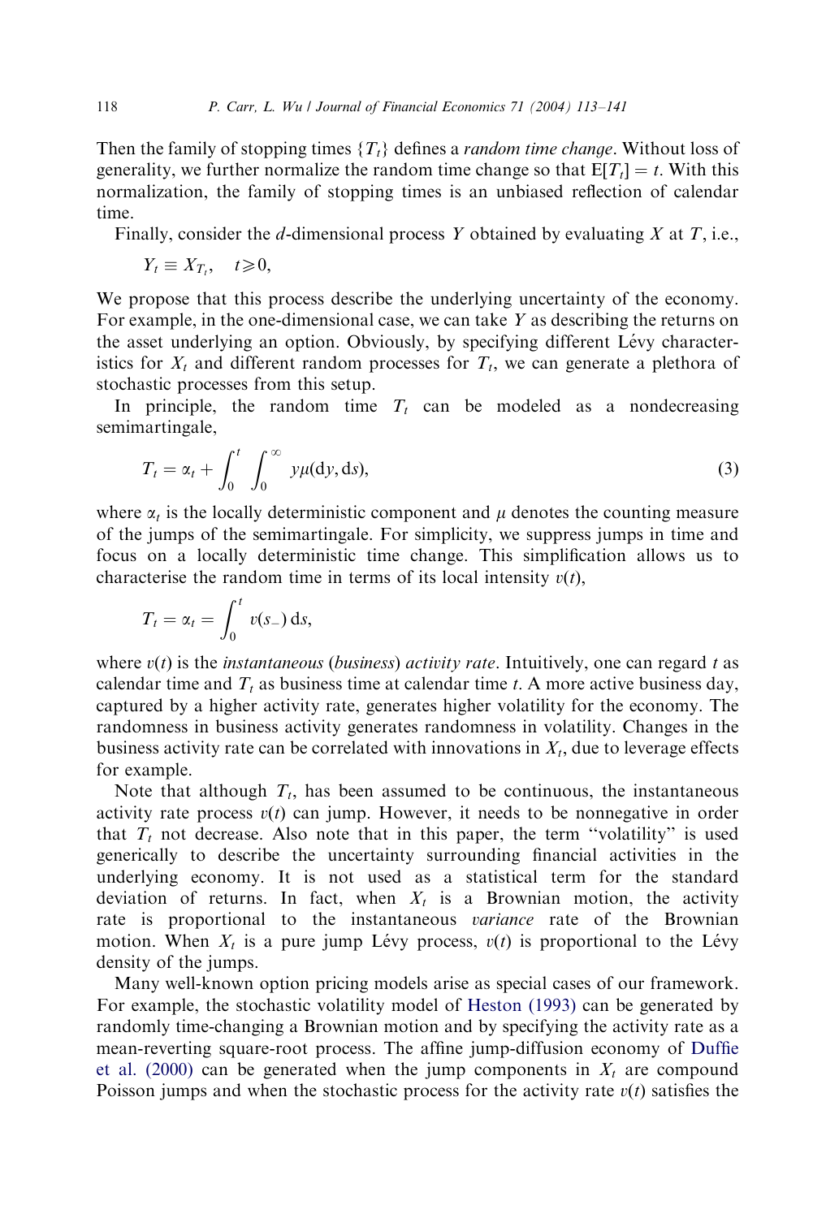Then the family of stopping times $\{T_t\}$ defines a *random time change*. Without loss of generality, we further normalize the random time change so that $\mathrm{E}[T_t] = t$. With this normalization, the family of stopping times is an unbiased reflection of calendar time.

Finally, consider the $d$-dimensional process $Y$ obtained by evaluating $X$ at $T$, i.e.,

$$Y_t \equiv X_{T_t}, \quad t \geqslant 0,$$

We propose that this process describe the underlying uncertainty of the economy. For example, in the one-dimensional case, we can take $Y$ as describing the returns on the asset underlying an option. Obviously, by specifying different Lévy characteristics for $X_t$ and different random processes for $T_t$, we can generate a plethora of stochastic processes from this setup.

In principle, the random time $T_t$ can be modeled as a nondecreasing semimartingale,

$$T_t = \alpha_t + \int_0^t \int_0^\infty y\mu(\mathrm{d}y, \mathrm{d}s), \tag{3}$$

where $\alpha_t$ is the locally deterministic component and $\mu$ denotes the counting measure of the jumps of the semimartingale. For simplicity, we suppress jumps in time and focus on a locally deterministic time change. This simplification allows us to characterise the random time in terms of its local intensity $v(t)$,

$$T_t = \alpha_t = \int_0^t v(s_-)\,\mathrm{d}s,$$

where $v(t)$ is the *instantaneous* (*business*) *activity rate*. Intuitively, one can regard $t$ as calendar time and $T_t$ as business time at calendar time $t$. A more active business day, captured by a higher activity rate, generates higher volatility for the economy. The randomness in business activity generates randomness in volatility. Changes in the business activity rate can be correlated with innovations in $X_t$, due to leverage effects for example.

Note that although $T_t$, has been assumed to be continuous, the instantaneous activity rate process $v(t)$ can jump. However, it needs to be nonnegative in order that $T_t$ not decrease. Also note that in this paper, the term "volatility" is used generically to describe the uncertainty surrounding financial activities in the underlying economy. It is not used as a statistical term for the standard deviation of returns. In fact, when $X_t$ is a Brownian motion, the activity rate is proportional to the instantaneous *variance* rate of the Brownian motion. When $X_t$ is a pure jump Lévy process, $v(t)$ is proportional to the Lévy density of the jumps.

Many well-known option pricing models arise as special cases of our framework. For example, the stochastic volatility model of Heston (1993) can be generated by randomly time-changing a Brownian motion and by specifying the activity rate as a mean-reverting square-root process. The affine jump-diffusion economy of Duffie et al. (2000) can be generated when the jump components in $X_t$ are compound Poisson jumps and when the stochastic process for the activity rate $v(t)$ satisfies the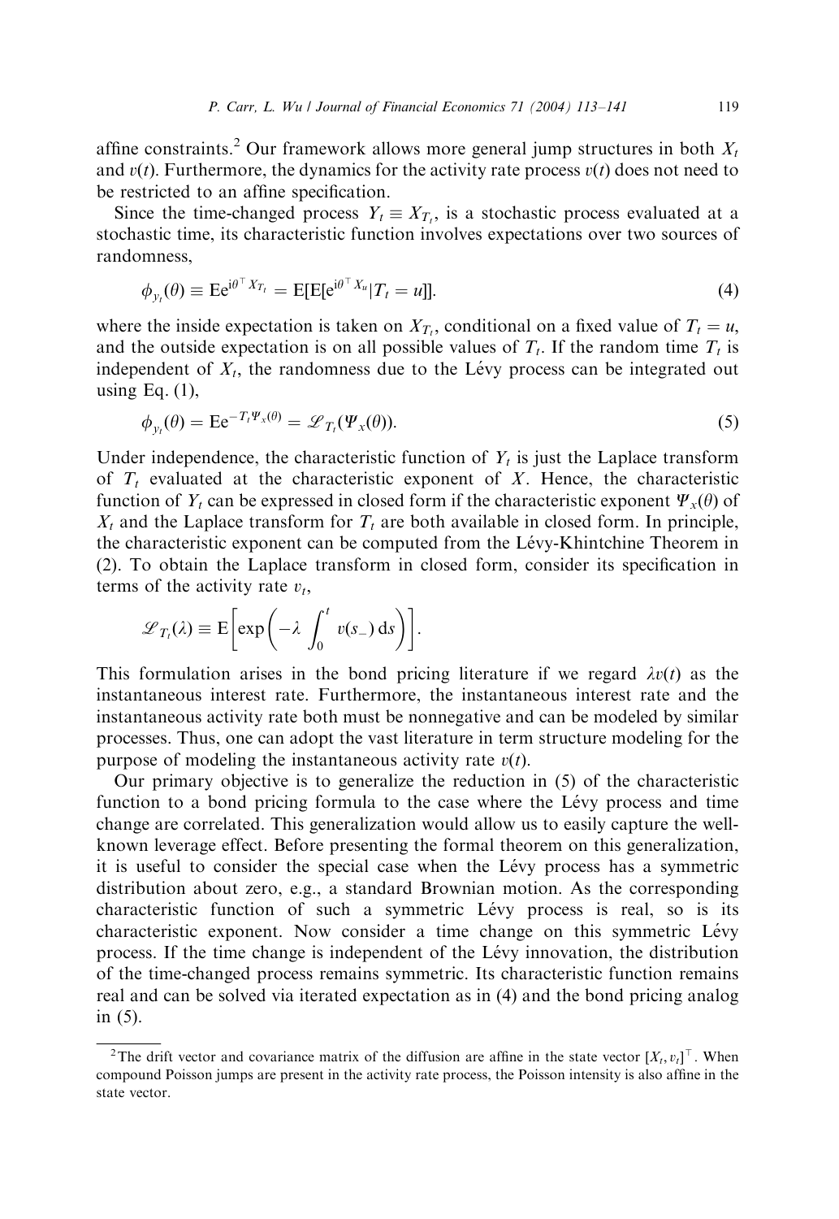affine constraints.[2] Our framework allows more general jump structures in both $X_t$ and $v(t)$. Furthermore, the dynamics for the activity rate process $v(t)$ does not need to be restricted to an affine specification.

Since the time-changed process $Y_t \equiv X_{T_t}$, is a stochastic process evaluated at a stochastic time, its characteristic function involves expectations over two sources of randomness,

$$\phi_{y_t}(\theta) \equiv \mathrm{E}\mathrm{e}^{\mathrm{i}\theta^\top X_{T_t}} = \mathrm{E}[\mathrm{E}[\mathrm{e}^{\mathrm{i}\theta^\top X_u}|T_t = u]]. \tag{4}$$

where the inside expectation is taken on $X_{T_t}$, conditional on a fixed value of $T_t = u$, and the outside expectation is on all possible values of $T_t$. If the random time $T_t$ is independent of $X_t$, the randomness due to the Lévy process can be integrated out using Eq. (1),

$$\phi_{y_t}(\theta) = \mathrm{E}\mathrm{e}^{-T_t \Psi_x(\theta)} = \mathscr{L}_{T_t}(\Psi_x(\theta)). \tag{5}$$

Under independence, the characteristic function of $Y_t$ is just the Laplace transform of $T_t$ evaluated at the characteristic exponent of $X$. Hence, the characteristic function of $Y_t$ can be expressed in closed form if the characteristic exponent $\Psi_x(\theta)$ of $X_t$ and the Laplace transform for $T_t$ are both available in closed form. In principle, the characteristic exponent can be computed from the Lévy-Khintchine Theorem in (2). To obtain the Laplace transform in closed form, consider its specification in terms of the activity rate $v_t$,

$$\mathscr{L}_{T_t}(\lambda) \equiv \mathrm{E}\left[\exp\left(-\lambda \int_0^t v(s_-)\,\mathrm{d}s\right)\right].$$

This formulation arises in the bond pricing literature if we regard $\lambda v(t)$ as the instantaneous interest rate. Furthermore, the instantaneous interest rate and the instantaneous activity rate both must be nonnegative and can be modeled by similar processes. Thus, one can adopt the vast literature in term structure modeling for the purpose of modeling the instantaneous activity rate $v(t)$.

Our primary objective is to generalize the reduction in (5) of the characteristic function to a bond pricing formula to the case where the Lévy process and time change are correlated. This generalization would allow us to easily capture the well-known leverage effect. Before presenting the formal theorem on this generalization, it is useful to consider the special case when the Lévy process has a symmetric distribution about zero, e.g., a standard Brownian motion. As the corresponding characteristic function of such a symmetric Lévy process is real, so is its characteristic exponent. Now consider a time change on this symmetric Lévy process. If the time change is independent of the Lévy innovation, the distribution of the time-changed process remains symmetric. Its characteristic function remains real and can be solved via iterated expectation as in (4) and the bond pricing analog in (5).

---

[2] The drift vector and covariance matrix of the diffusion are affine in the state vector $[X_t, v_t]^\top$. When compound Poisson jumps are present in the activity rate process, the Poisson intensity is also affine in the state vector.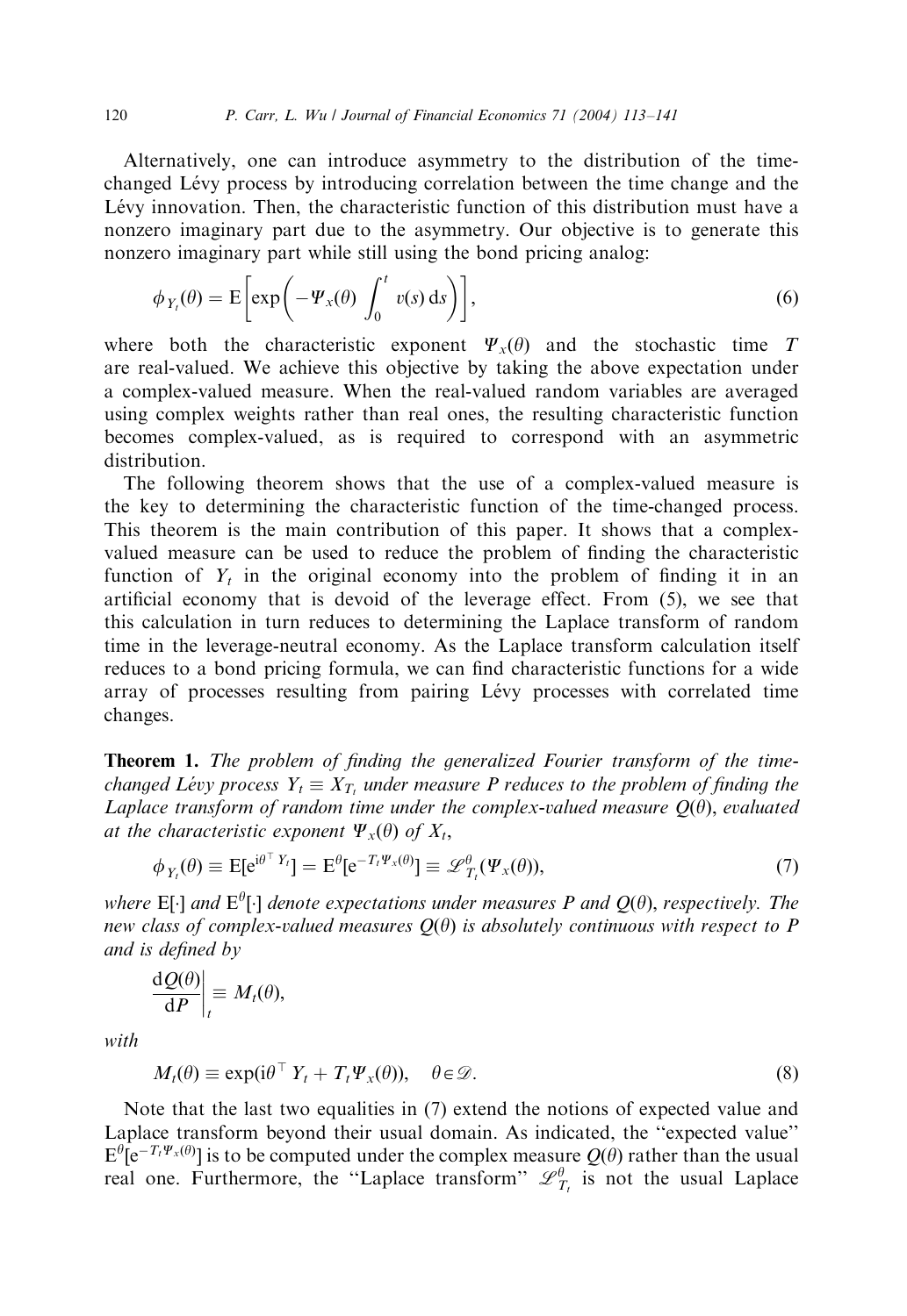Alternatively, one can introduce asymmetry to the distribution of the time-changed Lévy process by introducing correlation between the time change and the Lévy innovation. Then, the characteristic function of this distribution must have a nonzero imaginary part due to the asymmetry. Our objective is to generate this nonzero imaginary part while still using the bond pricing analog:

$$\phi_{Y_t}(\theta) = \mathrm{E}\left[\exp\left(-\Psi_x(\theta)\int_0^t v(s)\,\mathrm{d}s\right)\right], \tag{6}$$

where both the characteristic exponent $\Psi_x(\theta)$ and the stochastic time $T$ are real-valued. We achieve this objective by taking the above expectation under a complex-valued measure. When the real-valued random variables are averaged using complex weights rather than real ones, the resulting characteristic function becomes complex-valued, as is required to correspond with an asymmetric distribution.

The following theorem shows that the use of a complex-valued measure is the key to determining the characteristic function of the time-changed process. This theorem is the main contribution of this paper. It shows that a complex-valued measure can be used to reduce the problem of finding the characteristic function of $Y_t$ in the original economy into the problem of finding it in an artificial economy that is devoid of the leverage effect. From (5), we see that this calculation in turn reduces to determining the Laplace transform of random time in the leverage-neutral economy. As the Laplace transform calculation itself reduces to a bond pricing formula, we can find characteristic functions for a wide array of processes resulting from pairing Lévy processes with correlated time changes.

**Theorem 1.** *The problem of finding the generalized Fourier transform of the time-changed Lévy process $Y_t \equiv X_{T_t}$ under measure $P$ reduces to the problem of finding the Laplace transform of random time under the complex-valued measure $Q(\theta)$, evaluated at the characteristic exponent $\Psi_x(\theta)$ of $X_t$,*

$$\phi_{Y_t}(\theta) \equiv \mathrm{E}[\mathrm{e}^{\mathrm{i}\theta^\top Y_t}] = \mathrm{E}^\theta[\mathrm{e}^{-T_t\Psi_x(\theta)}] \equiv \mathscr{L}^\theta_{T_t}(\Psi_x(\theta)), \tag{7}$$

*where $\mathrm{E}[\cdot]$ and $\mathrm{E}^\theta[\cdot]$ denote expectations under measures $P$ and $Q(\theta)$, respectively. The new class of complex-valued measures $Q(\theta)$ is absolutely continuous with respect to $P$ and is defined by*

$$\left.\frac{\mathrm{d}Q(\theta)}{\mathrm{d}P}\right|_t \equiv M_t(\theta),$$

*with*

$$M_t(\theta) \equiv \exp(\mathrm{i}\theta^\top Y_t + T_t\Psi_x(\theta)), \quad \theta \in \mathscr{D}. \tag{8}$$

Note that the last two equalities in (7) extend the notions of expected value and Laplace transform beyond their usual domain. As indicated, the "expected value" $\mathrm{E}^\theta[\mathrm{e}^{-T_t\Psi_x(\theta)}]$ is to be computed under the complex measure $Q(\theta)$ rather than the usual real one. Furthermore, the "Laplace transform" $\mathscr{L}^\theta_{T_t}$ is not the usual Laplace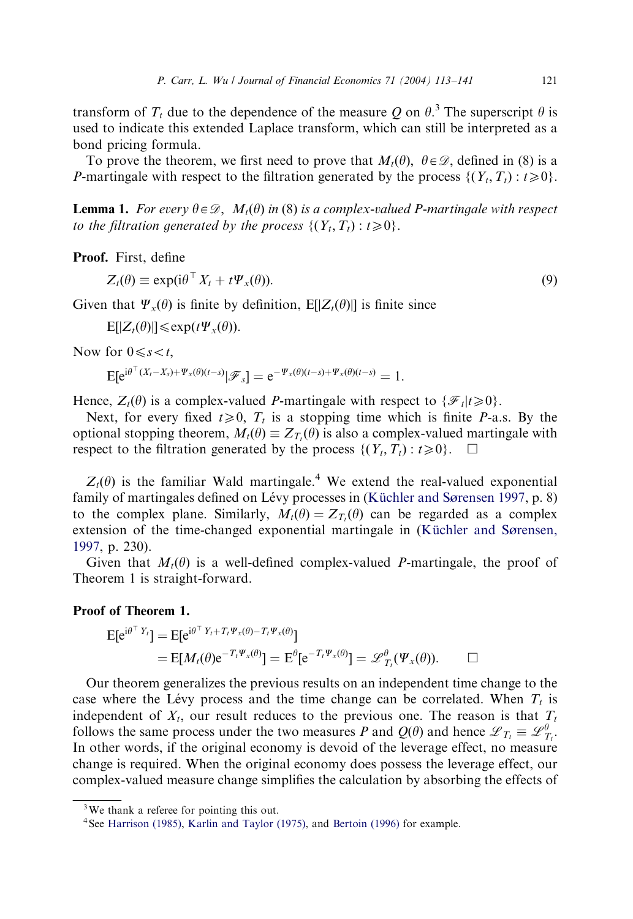transform of $T_t$ due to the dependence of the measure $Q$ on $\theta$.[3] The superscript $\theta$ is used to indicate this extended Laplace transform, which can still be interpreted as a bond pricing formula.

To prove the theorem, we first need to prove that $M_t(\theta)$, $\theta \in \mathcal{D}$, defined in (8) is a $P$-martingale with respect to the filtration generated by the process $\{(Y_t, T_t) : t \geqslant 0\}$.

**Lemma 1.** *For every $\theta \in \mathcal{D}$, $M_t(\theta)$ in* (8) *is a complex-valued P-martingale with respect to the filtration generated by the process $\{(Y_t, T_t) : t \geqslant 0\}$.*

**Proof.** First, define

$$Z_t(\theta) \equiv \exp(\mathrm{i}\theta^\top X_t + t\Psi_x(\theta)). \tag{9}$$

Given that $\Psi_x(\theta)$ is finite by definition, $\mathrm{E}[|Z_t(\theta)|]$ is finite since

$$\mathrm{E}[|Z_t(\theta)|] \leqslant \exp(t\Psi_x(\theta)).$$

Now for $0 \leqslant s < t$,

$$\mathrm{E}[\mathrm{e}^{\mathrm{i}\theta^\top (X_t - X_s) + \Psi_x(\theta)(t-s)} | \mathcal{F}_s] = \mathrm{e}^{-\Psi_x(\theta)(t-s) + \Psi_x(\theta)(t-s)} = 1.$$

Hence, $Z_t(\theta)$ is a complex-valued $P$-martingale with respect to $\{\mathcal{F}_t | t \geqslant 0\}$.

Next, for every fixed $t \geqslant 0$, $T_t$ is a stopping time which is finite $P$-a.s. By the optional stopping theorem, $M_t(\theta) \equiv Z_{T_t}(\theta)$ is also a complex-valued martingale with respect to the filtration generated by the process $\{(Y_t, T_t) : t \geqslant 0\}$. $\square$

$Z_t(\theta)$ is the familiar Wald martingale.[4] We extend the real-valued exponential family of martingales defined on Lévy processes in (Küchler and Sørensen 1997, p. 8) to the complex plane. Similarly, $M_t(\theta) = Z_{T_t}(\theta)$ can be regarded as a complex extension of the time-changed exponential martingale in (Küchler and Sørensen, 1997, p. 230).

Given that $M_t(\theta)$ is a well-defined complex-valued $P$-martingale, the proof of Theorem 1 is straight-forward.

**Proof of Theorem 1.**

$$\begin{aligned}
\mathrm{E}[\mathrm{e}^{\mathrm{i}\theta^\top Y_t}] &= \mathrm{E}[\mathrm{e}^{\mathrm{i}\theta^\top Y_t + T_t\Psi_x(\theta) - T_t\Psi_x(\theta)}] \\
&= \mathrm{E}[M_t(\theta)\mathrm{e}^{-T_t\Psi_x(\theta)}] = \mathrm{E}^\theta[\mathrm{e}^{-T_t\Psi_x(\theta)}] = \mathcal{L}^\theta_{T_t}(\Psi_x(\theta)). \qquad \square
\end{aligned}$$

Our theorem generalizes the previous results on an independent time change to the case where the Lévy process and the time change can be correlated. When $T_t$ is independent of $X_t$, our result reduces to the previous one. The reason is that $T_t$ follows the same process under the two measures $P$ and $Q(\theta)$ and hence $\mathcal{L}_{T_t} \equiv \mathcal{L}^\theta_{T_t}$. In other words, if the original economy is devoid of the leverage effect, no measure change is required. When the original economy does possess the leverage effect, our complex-valued measure change simplifies the calculation by absorbing the effects of

[3] We thank a referee for pointing this out.

[4] See Harrison (1985), Karlin and Taylor (1975), and Bertoin (1996) for example.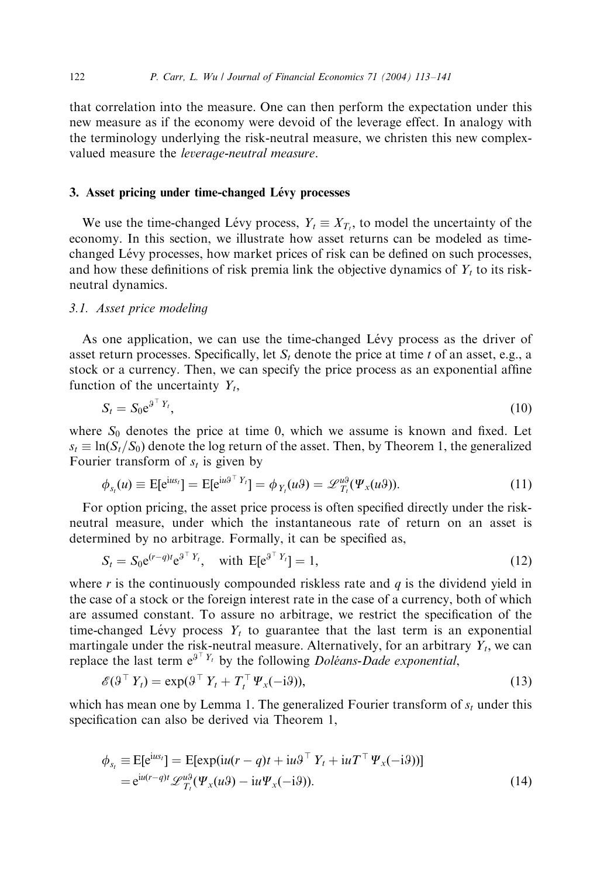that correlation into the measure. One can then perform the expectation under this new measure as if the economy were devoid of the leverage effect. In analogy with the terminology underlying the risk-neutral measure, we christen this new complex-valued measure the *leverage-neutral measure*.

## 3. Asset pricing under time-changed Lévy processes

We use the time-changed Lévy process, $Y_t \equiv X_{T_t}$, to model the uncertainty of the economy. In this section, we illustrate how asset returns can be modeled as time-changed Lévy processes, how market prices of risk can be defined on such processes, and how these definitions of risk premia link the objective dynamics of $Y_t$ to its risk-neutral dynamics.

### 3.1. Asset price modeling

As one application, we can use the time-changed Lévy process as the driver of asset return processes. Specifically, let $S_t$ denote the price at time $t$ of an asset, e.g., a stock or a currency. Then, we can specify the price process as an exponential affine function of the uncertainty $Y_t$,

$$S_t = S_0 e^{\vartheta^\top Y_t}, \tag{10}$$

where $S_0$ denotes the price at time 0, which we assume is known and fixed. Let $s_t \equiv \ln(S_t/S_0)$ denote the log return of the asset. Then, by Theorem 1, the generalized Fourier transform of $s_t$ is given by

$$\phi_{s_t}(u) \equiv \mathrm{E}[e^{ius_t}] = \mathrm{E}[e^{iu\vartheta^\top Y_t}] = \phi_{Y_t}(u\vartheta) = \mathscr{L}^{u\vartheta}_{T_t}(\Psi_x(u\vartheta)). \tag{11}$$

For option pricing, the asset price process is often specified directly under the risk-neutral measure, under which the instantaneous rate of return on an asset is determined by no arbitrage. Formally, it can be specified as,

$$S_t = S_0 e^{(r-q)t} e^{\vartheta^\top Y_t}, \quad \text{with } \mathrm{E}[e^{\vartheta^\top Y_t}] = 1, \tag{12}$$

where $r$ is the continuously compounded riskless rate and $q$ is the dividend yield in the case of a stock or the foreign interest rate in the case of a currency, both of which are assumed constant. To assure no arbitrage, we restrict the specification of the time-changed Lévy process $Y_t$ to guarantee that the last term is an exponential martingale under the risk-neutral measure. Alternatively, for an arbitrary $Y_t$, we can replace the last term $e^{\vartheta^\top Y_t}$ by the following *Doléans-Dade exponential*,

$$\mathscr{E}(\vartheta^\top Y_t) = \exp(\vartheta^\top Y_t + T_t^\top \Psi_x(-i\vartheta)), \tag{13}$$

which has mean one by Lemma 1. The generalized Fourier transform of $s_t$ under this specification can also be derived via Theorem 1,

$$\begin{aligned}\phi_{s_t} &\equiv \mathrm{E}[e^{ius_t}] = \mathrm{E}[\exp(iu(r-q)t + iu\vartheta^\top Y_t + iuT^\top \Psi_x(-i\vartheta))] \\ &= e^{iu(r-q)t} \mathscr{L}^{u\vartheta}_{T_t}(\Psi_x(u\vartheta) - iu\Psi_x(-i\vartheta)).\end{aligned} \tag{14}$$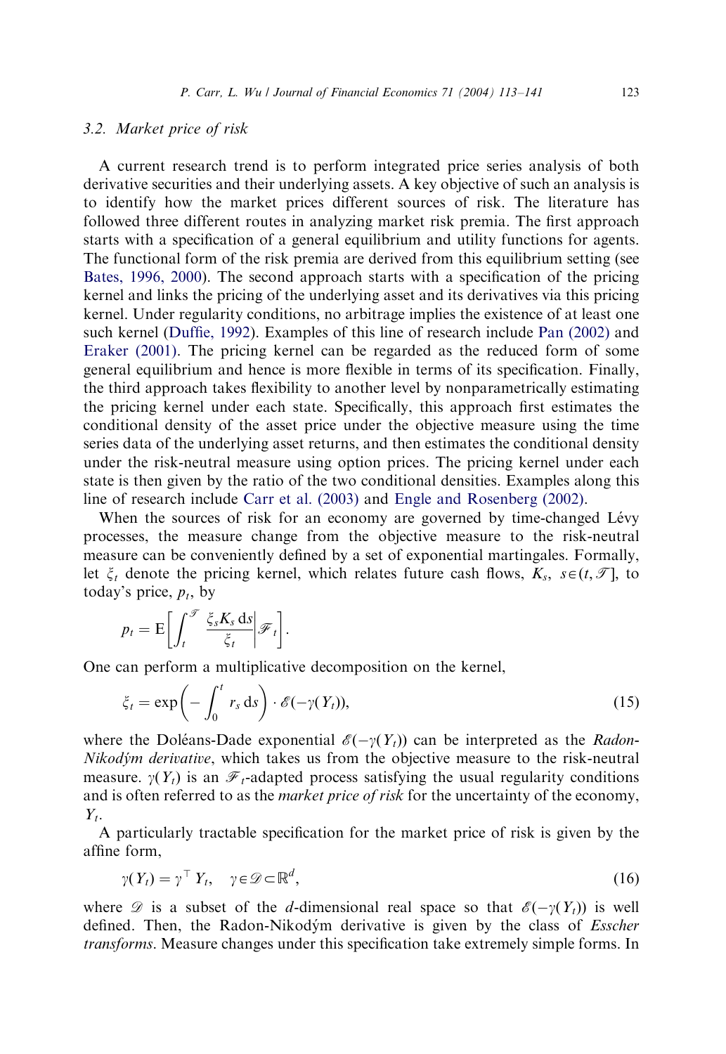### 3.2. Market price of risk

A current research trend is to perform integrated price series analysis of both derivative securities and their underlying assets. A key objective of such an analysis is to identify how the market prices different sources of risk. The literature has followed three different routes in analyzing market risk premia. The first approach starts with a specification of a general equilibrium and utility functions for agents. The functional form of the risk premia are derived from this equilibrium setting (see Bates, 1996, 2000). The second approach starts with a specification of the pricing kernel and links the pricing of the underlying asset and its derivatives via this pricing kernel. Under regularity conditions, no arbitrage implies the existence of at least one such kernel (Duffie, 1992). Examples of this line of research include Pan (2002) and Eraker (2001). The pricing kernel can be regarded as the reduced form of some general equilibrium and hence is more flexible in terms of its specification. Finally, the third approach takes flexibility to another level by nonparametrically estimating the pricing kernel under each state. Specifically, this approach first estimates the conditional density of the asset price under the objective measure using the time series data of the underlying asset returns, and then estimates the conditional density under the risk-neutral measure using option prices. The pricing kernel under each state is then given by the ratio of the two conditional densities. Examples along this line of research include Carr et al. (2003) and Engle and Rosenberg (2002).

When the sources of risk for an economy are governed by time-changed Lévy processes, the measure change from the objective measure to the risk-neutral measure can be conveniently defined by a set of exponential martingales. Formally, let $\xi_t$ denote the pricing kernel, which relates future cash flows, $K_s$, $s \in (t, \mathcal{T}]$, to today's price, $p_t$, by

$$p_t = \mathrm{E}\left[\int_t^{\mathcal{T}} \frac{\xi_s K_s \, \mathrm{d}s}{\xi_t} \middle| \mathcal{F}_t\right].$$

One can perform a multiplicative decomposition on the kernel,

$$\xi_t = \exp\left(-\int_0^t r_s \, \mathrm{d}s\right) \cdot \mathcal{E}(-\gamma(Y_t)), \tag{15}$$

where the Doléans-Dade exponential $\mathcal{E}(-\gamma(Y_t))$ can be interpreted as the *Radon-Nikodým derivative*, which takes us from the objective measure to the risk-neutral measure. $\gamma(Y_t)$ is an $\mathcal{F}_t$-adapted process satisfying the usual regularity conditions and is often referred to as the *market price of risk* for the uncertainty of the economy, $Y_t$.

A particularly tractable specification for the market price of risk is given by the affine form,

$$\gamma(Y_t) = \gamma^\top Y_t, \quad \gamma \in \mathcal{D} \subset \mathbb{R}^d, \tag{16}$$

where $\mathcal{D}$ is a subset of the $d$-dimensional real space so that $\mathcal{E}(-\gamma(Y_t))$ is well defined. Then, the Radon-Nikodým derivative is given by the class of *Esscher transforms*. Measure changes under this specification take extremely simple forms. In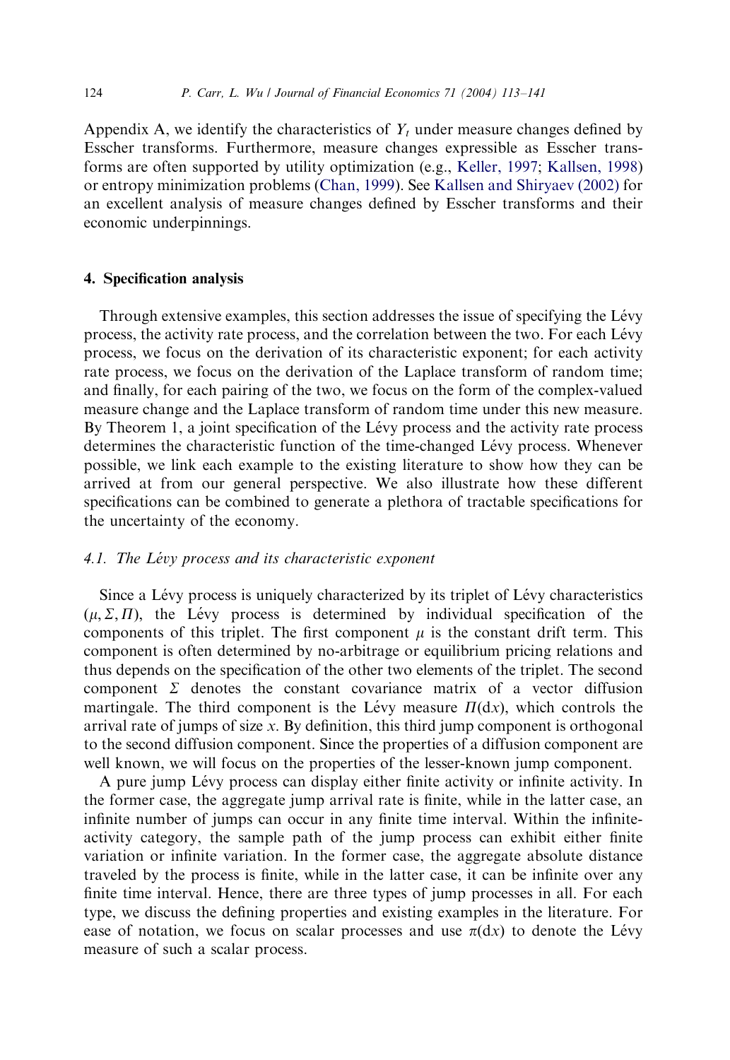Appendix A, we identify the characteristics of $Y_t$ under measure changes defined by Esscher transforms. Furthermore, measure changes expressible as Esscher transforms are often supported by utility optimization (e.g., Keller, 1997; Kallsen, 1998) or entropy minimization problems (Chan, 1999). See Kallsen and Shiryaev (2002) for an excellent analysis of measure changes defined by Esscher transforms and their economic underpinnings.

## 4. Specification analysis

Through extensive examples, this section addresses the issue of specifying the Lévy process, the activity rate process, and the correlation between the two. For each Lévy process, we focus on the derivation of its characteristic exponent; for each activity rate process, we focus on the derivation of the Laplace transform of random time; and finally, for each pairing of the two, we focus on the form of the complex-valued measure change and the Laplace transform of random time under this new measure. By Theorem 1, a joint specification of the Lévy process and the activity rate process determines the characteristic function of the time-changed Lévy process. Whenever possible, we link each example to the existing literature to show how they can be arrived at from our general perspective. We also illustrate how these different specifications can be combined to generate a plethora of tractable specifications for the uncertainty of the economy.

### 4.1. The Lévy process and its characteristic exponent

Since a Lévy process is uniquely characterized by its triplet of Lévy characteristics $(\mu, \Sigma, \Pi)$, the Lévy process is determined by individual specification of the components of this triplet. The first component $\mu$ is the constant drift term. This component is often determined by no-arbitrage or equilibrium pricing relations and thus depends on the specification of the other two elements of the triplet. The second component $\Sigma$ denotes the constant covariance matrix of a vector diffusion martingale. The third component is the Lévy measure $\Pi(\mathrm{d}x)$, which controls the arrival rate of jumps of size $x$. By definition, this third jump component is orthogonal to the second diffusion component. Since the properties of a diffusion component are well known, we will focus on the properties of the lesser-known jump component.

A pure jump Lévy process can display either finite activity or infinite activity. In the former case, the aggregate jump arrival rate is finite, while in the latter case, an infinite number of jumps can occur in any finite time interval. Within the infinite-activity category, the sample path of the jump process can exhibit either finite variation or infinite variation. In the former case, the aggregate absolute distance traveled by the process is finite, while in the latter case, it can be infinite over any finite time interval. Hence, there are three types of jump processes in all. For each type, we discuss the defining properties and existing examples in the literature. For ease of notation, we focus on scalar processes and use $\pi(\mathrm{d}x)$ to denote the Lévy measure of such a scalar process.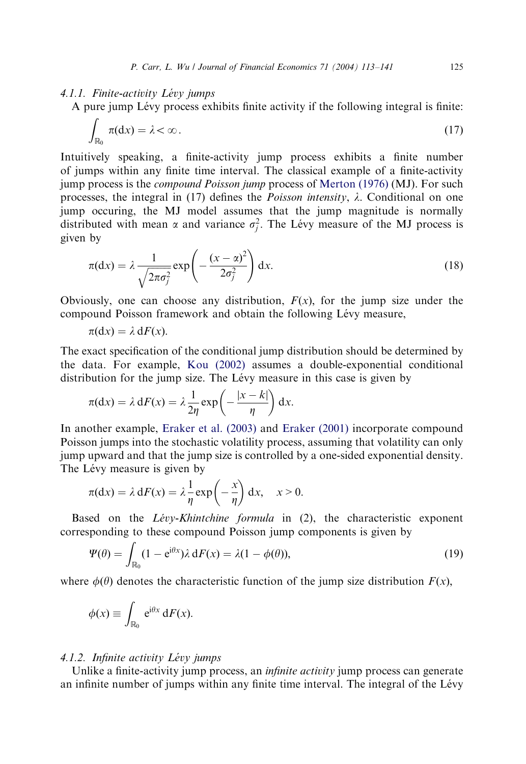#### 4.1.1. Finite-activity Lévy jumps

A pure jump Lévy process exhibits finite activity if the following integral is finite:

$$\int_{\mathbb{R}_0} \pi(\mathrm{d}x) = \lambda < \infty. \tag{17}$$

Intuitively speaking, a finite-activity jump process exhibits a finite number of jumps within any finite time interval. The classical example of a finite-activity jump process is the *compound Poisson jump* process of Merton (1976) (MJ). For such processes, the integral in (17) defines the *Poisson intensity*, $\lambda$. Conditional on one jump occuring, the MJ model assumes that the jump magnitude is normally distributed with mean $\alpha$ and variance $\sigma_j^2$. The Lévy measure of the MJ process is given by

$$\pi(\mathrm{d}x) = \lambda \frac{1}{\sqrt{2\pi\sigma_j^2}} \exp\left(-\frac{(x-\alpha)^2}{2\sigma_j^2}\right) \mathrm{d}x. \tag{18}$$

Obviously, one can choose any distribution, $F(x)$, for the jump size under the compound Poisson framework and obtain the following Lévy measure,

$$\pi(\mathrm{d}x) = \lambda\, \mathrm{d}F(x).$$

The exact specification of the conditional jump distribution should be determined by the data. For example, Kou (2002) assumes a double-exponential conditional distribution for the jump size. The Lévy measure in this case is given by

$$\pi(\mathrm{d}x) = \lambda\, \mathrm{d}F(x) = \lambda \frac{1}{2\eta} \exp\left(-\frac{|x-k|}{\eta}\right) \mathrm{d}x.$$

In another example, Eraker et al. (2003) and Eraker (2001) incorporate compound Poisson jumps into the stochastic volatility process, assuming that volatility can only jump upward and that the jump size is controlled by a one-sided exponential density. The Lévy measure is given by

$$\pi(\mathrm{d}x) = \lambda\, \mathrm{d}F(x) = \lambda \frac{1}{\eta} \exp\left(-\frac{x}{\eta}\right) \mathrm{d}x, \quad x > 0.$$

Based on the *Lévy-Khintchine formula* in (2), the characteristic exponent corresponding to these compound Poisson jump components is given by

$$\Psi(\theta) = \int_{\mathbb{R}_0} (1 - \mathrm{e}^{\mathrm{i}\theta x})\lambda\, \mathrm{d}F(x) = \lambda(1 - \phi(\theta)), \tag{19}$$

where $\phi(\theta)$ denotes the characteristic function of the jump size distribution $F(x)$,

$$\phi(x) \equiv \int_{\mathbb{R}_0} \mathrm{e}^{\mathrm{i}\theta x}\, \mathrm{d}F(x).$$

#### 4.1.2. Infinite activity Lévy jumps

Unlike a finite-activity jump process, an *infinite activity* jump process can generate an infinite number of jumps within any finite time interval. The integral of the Lévy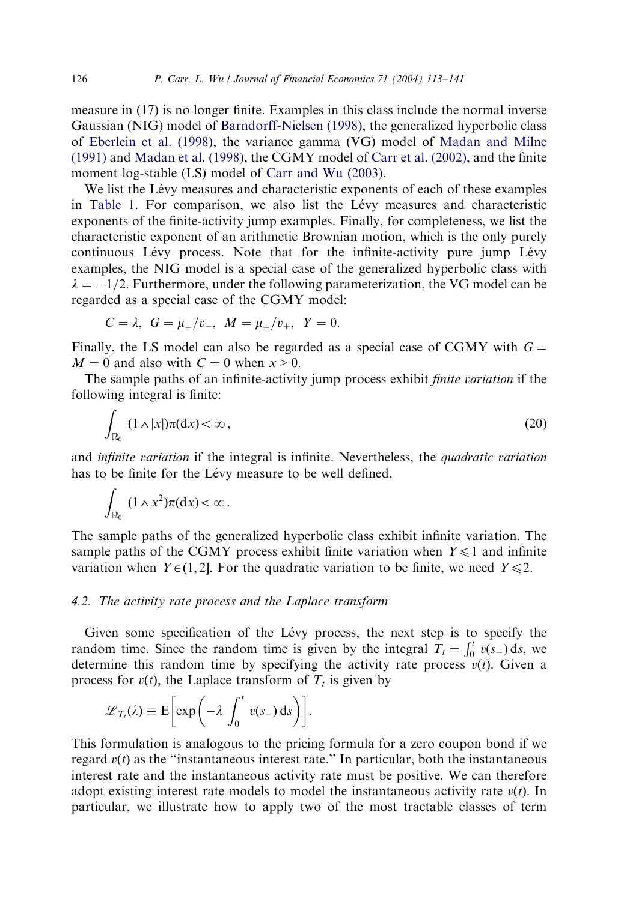measure in (17) is no longer finite. Examples in this class include the normal inverse Gaussian (NIG) model of Barndorff-Nielsen (1998), the generalized hyperbolic class of Eberlein et al. (1998), the variance gamma (VG) model of Madan and Milne (1991) and Madan et al. (1998), the CGMY model of Carr et al. (2002), and the finite moment log-stable (LS) model of Carr and Wu (2003).

We list the Lévy measures and characteristic exponents of each of these examples in Table 1. For comparison, we also list the Lévy measures and characteristic exponents of the finite-activity jump examples. Finally, for completeness, we list the characteristic exponent of an arithmetic Brownian motion, which is the only purely continuous Lévy process. Note that for the infinite-activity pure jump Lévy examples, the NIG model is a special case of the generalized hyperbolic class with $\lambda = -1/2$. Furthermore, under the following parameterization, the VG model can be regarded as a special case of the CGMY model:

$$C = \lambda, \;\; G = \mu_-/v_-, \;\; M = \mu_+/v_+, \;\; Y = 0.$$

Finally, the LS model can also be regarded as a special case of CGMY with $G = M = 0$ and also with $C = 0$ when $x > 0$.

The sample paths of an infinite-activity jump process exhibit *finite variation* if the following integral is finite:

$$\int_{\mathbb{R}_0} (1 \wedge |x|) \pi(\mathrm{d}x) < \infty, \tag{20}$$

and *infinite variation* if the integral is infinite. Nevertheless, the *quadratic variation* has to be finite for the Lévy measure to be well defined,

$$\int_{\mathbb{R}_0} (1 \wedge x^2) \pi(\mathrm{d}x) < \infty.$$

The sample paths of the generalized hyperbolic class exhibit infinite variation. The sample paths of the CGMY process exhibit finite variation when $Y \leqslant 1$ and infinite variation when $Y \in (1, 2]$. For the quadratic variation to be finite, we need $Y \leqslant 2$.

### 4.2. The activity rate process and the Laplace transform

Given some specification of the Lévy process, the next step is to specify the random time. Since the random time is given by the integral $T_t = \int_0^t v(s_-)\,\mathrm{d}s$, we determine this random time by specifying the activity rate process $v(t)$. Given a process for $v(t)$, the Laplace transform of $T_t$ is given by

$$\mathscr{L}_{T_t}(\lambda) \equiv \mathrm{E}\left[\exp\left(-\lambda \int_0^t v(s_-)\,\mathrm{d}s\right)\right].$$

This formulation is analogous to the pricing formula for a zero coupon bond if we regard $v(t)$ as the "instantaneous interest rate." In particular, both the instantaneous interest rate and the instantaneous activity rate must be positive. We can therefore adopt existing interest rate models to model the instantaneous activity rate $v(t)$. In particular, we illustrate how to apply two of the most tractable classes of term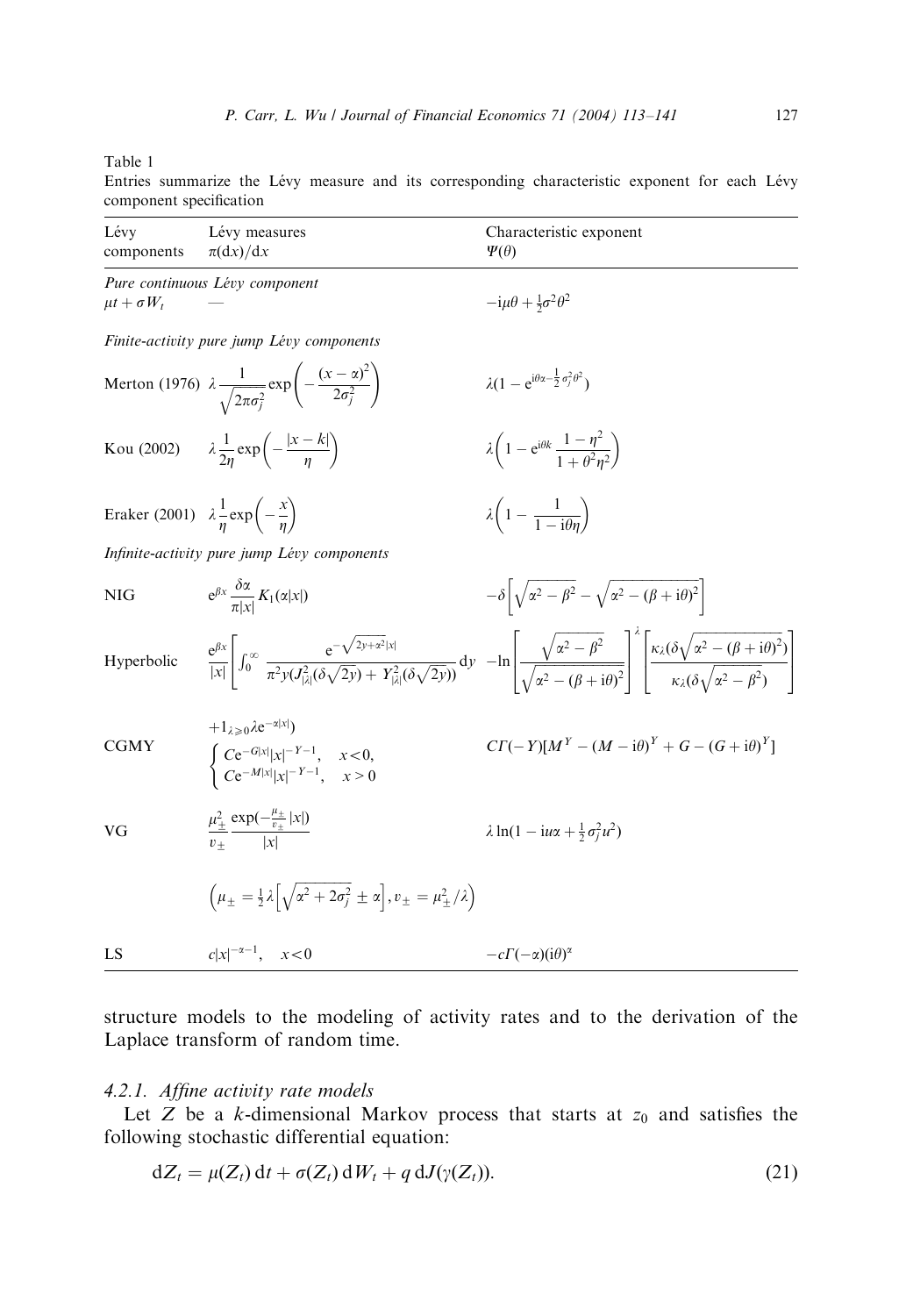Table 1

Entries summarize the Lévy measure and its corresponding characteristic exponent for each Lévy component specification

| Lévy components | Lévy measures $\pi(\mathrm{d}x)/\mathrm{d}x$ | Characteristic exponent $\Psi(\theta)$ |
|---|---|---|
| *Pure continuous Lévy component* | | |
| $\mu t + \sigma W_t$ | — | $-\mathrm{i}\mu\theta + \frac{1}{2}\sigma^2\theta^2$ |
| *Finite-activity pure jump Lévy components* | | |
| Merton (1976) | $\lambda \frac{1}{\sqrt{2\pi\sigma_j^2}} \exp\left(-\frac{(x-\alpha)^2}{2\sigma_j^2}\right)$ | $\lambda(1 - \mathrm{e}^{\mathrm{i}\theta\alpha - \frac{1}{2}\sigma_j^2\theta^2})$ |
| Kou (2002) | $\lambda \frac{1}{2\eta} \exp\left(-\frac{\lvert x-k\rvert}{\eta}\right)$ | $\lambda\left(1 - \mathrm{e}^{\mathrm{i}\theta k}\frac{1-\eta^2}{1+\theta^2\eta^2}\right)$ |
| Eraker (2001) | $\lambda \frac{1}{\eta} \exp\left(-\frac{x}{\eta}\right)$ | $\lambda\left(1 - \frac{1}{1-\mathrm{i}\theta\eta}\right)$ |
| *Infinite-activity pure jump Lévy components* | | |
| NIG | $\mathrm{e}^{\beta x}\frac{\delta\alpha}{\pi\lvert x\rvert}K_1(\alpha\lvert x\rvert)$ | $-\delta\left[\sqrt{\alpha^2-\beta^2} - \sqrt{\alpha^2-(\beta+\mathrm{i}\theta)^2}\right]$ |
| Hyperbolic | $\frac{\mathrm{e}^{\beta x}}{\lvert x\rvert}\left[\int_0^\infty \frac{\mathrm{e}^{-\sqrt{2y+\alpha^2}\lvert x\rvert}}{\pi^2 y(J_{\lvert\lambda\rvert}^2(\delta\sqrt{2y}) + Y_{\lvert\lambda\rvert}^2(\delta\sqrt{2y}))}\mathrm{d}y + 1_{\lambda\geqslant 0}\lambda\mathrm{e}^{-\alpha\lvert x\rvert}\right)$ | $-\ln\left[\frac{\sqrt{\alpha^2-\beta^2}}{\sqrt{\alpha^2-(\beta+\mathrm{i}\theta)^2}}\right]^\lambda\left[\frac{\kappa_\lambda(\delta\sqrt{\alpha^2-(\beta+\mathrm{i}\theta)^2})}{\kappa_\lambda(\delta\sqrt{\alpha^2-\beta^2})}\right]$ |
| CGMY | $\begin{cases} C\mathrm{e}^{-G\lvert x\rvert}\lvert x\rvert^{-Y-1}, & x<0, \\ C\mathrm{e}^{-M\lvert x\rvert}\lvert x\rvert^{-Y-1}, & x>0 \end{cases}$ | $C\Gamma(-Y)[M^Y - (M-\mathrm{i}\theta)^Y + G - (G+\mathrm{i}\theta)^Y]$ |
| VG | $\frac{\mu_\pm^2}{v_\pm}\frac{\exp(-\frac{\mu_\pm}{v_\pm}\lvert x\rvert)}{\lvert x\rvert}$ $\left(\mu_\pm = \frac{1}{2}\lambda\left[\sqrt{\alpha^2+2\sigma_j^2} \pm \alpha\right], v_\pm = \mu_\pm^2/\lambda\right)$ | $\lambda\ln(1 - \mathrm{i}u\alpha + \frac{1}{2}\sigma_j^2u^2)$ |
| LS | $c\lvert x\rvert^{-\alpha-1}, \quad x<0$ | $-c\Gamma(-\alpha)(\mathrm{i}\theta)^\alpha$ |

structure models to the modeling of activity rates and to the derivation of the Laplace transform of random time.

#### 4.2.1. Affine activity rate models

Let $Z$ be a $k$-dimensional Markov process that starts at $z_0$ and satisfies the following stochastic differential equation:

$$\mathrm{d}Z_t = \mu(Z_t)\,\mathrm{d}t + \sigma(Z_t)\,\mathrm{d}W_t + q\,\mathrm{d}J(\gamma(Z_t)). \tag{21}$$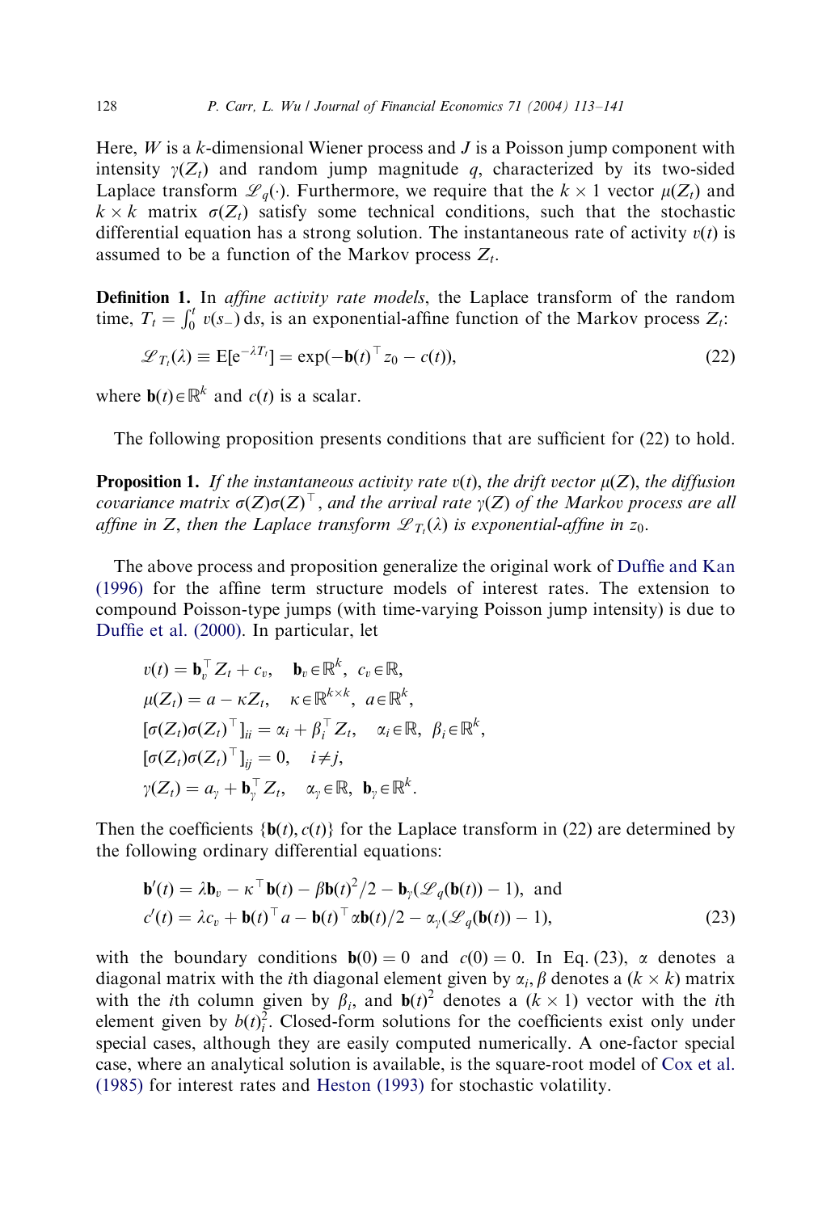Here, $W$ is a $k$-dimensional Wiener process and $J$ is a Poisson jump component with intensity $\gamma(Z_t)$ and random jump magnitude $q$, characterized by its two-sided Laplace transform $\mathscr{L}_q(\cdot)$. Furthermore, we require that the $k \times 1$ vector $\mu(Z_t)$ and $k \times k$ matrix $\sigma(Z_t)$ satisfy some technical conditions, such that the stochastic differential equation has a strong solution. The instantaneous rate of activity $v(t)$ is assumed to be a function of the Markov process $Z_t$.

**Definition 1.** In *affine activity rate models*, the Laplace transform of the random time, $T_t = \int_0^t v(s_-)\,\mathrm{d}s$, is an exponential-affine function of the Markov process $Z_t$:

$$\mathscr{L}_{T_t}(\lambda) \equiv \mathrm{E}[\mathrm{e}^{-\lambda T_t}] = \exp(-\mathbf{b}(t)^\top z_0 - c(t)), \tag{22}$$

where $\mathbf{b}(t) \in \mathbb{R}^k$ and $c(t)$ is a scalar.

The following proposition presents conditions that are sufficient for (22) to hold.

**Proposition 1.** *If the instantaneous activity rate $v(t)$, the drift vector $\mu(Z)$, the diffusion covariance matrix $\sigma(Z)\sigma(Z)^\top$, and the arrival rate $\gamma(Z)$ of the Markov process are all affine in $Z$, then the Laplace transform $\mathscr{L}_{T_t}(\lambda)$ is exponential-affine in $z_0$.*

The above process and proposition generalize the original work of Duffie and Kan (1996) for the affine term structure models of interest rates. The extension to compound Poisson-type jumps (with time-varying Poisson jump intensity) is due to Duffie et al. (2000). In particular, let

$$
\begin{aligned}
&v(t) = \mathbf{b}_v^\top Z_t + c_v, \quad \mathbf{b}_v \in \mathbb{R}^k, \; c_v \in \mathbb{R}, \\
&\mu(Z_t) = a - \kappa Z_t, \quad \kappa \in \mathbb{R}^{k \times k}, \; a \in \mathbb{R}^k, \\
&[\sigma(Z_t)\sigma(Z_t)^\top]_{ii} = \alpha_i + \beta_i^\top Z_t, \quad \alpha_i \in \mathbb{R}, \; \beta_i \in \mathbb{R}^k, \\
&[\sigma(Z_t)\sigma(Z_t)^\top]_{ij} = 0, \quad i \neq j, \\
&\gamma(Z_t) = a_\gamma + \mathbf{b}_\gamma^\top Z_t, \quad \alpha_\gamma \in \mathbb{R}, \; \mathbf{b}_\gamma \in \mathbb{R}^k.
\end{aligned}
$$

Then the coefficients $\{\mathbf{b}(t), c(t)\}$ for the Laplace transform in (22) are determined by the following ordinary differential equations:

$$
\begin{aligned}
&\mathbf{b}'(t) = \lambda \mathbf{b}_v - \kappa^\top \mathbf{b}(t) - \beta \mathbf{b}(t)^2/2 - \mathbf{b}_\gamma(\mathscr{L}_q(\mathbf{b}(t)) - 1), \text{ and} \\
&c'(t) = \lambda c_v + \mathbf{b}(t)^\top a - \mathbf{b}(t)^\top \alpha \mathbf{b}(t)/2 - \alpha_\gamma(\mathscr{L}_q(\mathbf{b}(t)) - 1),
\end{aligned}
\tag{23}
$$

with the boundary conditions $\mathbf{b}(0) = 0$ and $c(0) = 0$. In Eq. (23), $\alpha$ denotes a diagonal matrix with the $i$th diagonal element given by $\alpha_i$, $\beta$ denotes a $(k \times k)$ matrix with the $i$th column given by $\beta_i$, and $\mathbf{b}(t)^2$ denotes a $(k \times 1)$ vector with the $i$th element given by $b(t)_i^2$. Closed-form solutions for the coefficients exist only under special cases, although they are easily computed numerically. A one-factor special case, where an analytical solution is available, is the square-root model of Cox et al. (1985) for interest rates and Heston (1993) for stochastic volatility.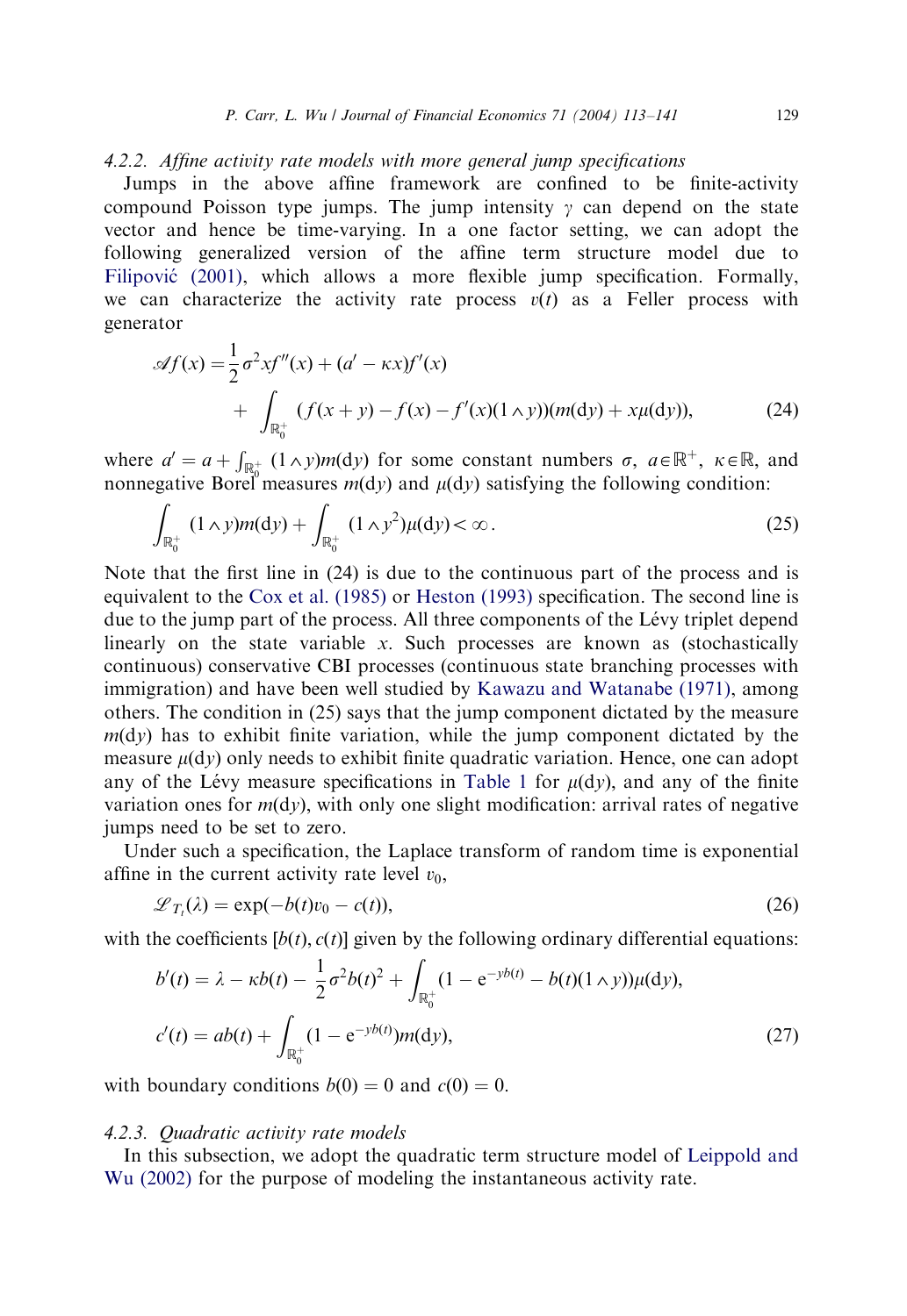#### 4.2.2. Affine activity rate models with more general jump specifications

Jumps in the above affine framework are confined to be finite-activity compound Poisson type jumps. The jump intensity $\gamma$ can depend on the state vector and hence be time-varying. In a one factor setting, we can adopt the following generalized version of the affine term structure model due to Filipović (2001), which allows a more flexible jump specification. Formally, we can characterize the activity rate process $v(t)$ as a Feller process with generator

$$\mathscr{A}f(x) = \frac{1}{2}\sigma^2 x f''(x) + (a' - \kappa x)f'(x) + \int_{\mathbb{R}_0^+} (f(x+y) - f(x) - f'(x)(1 \wedge y))(m(\mathrm{d}y) + x\mu(\mathrm{d}y)), \tag{24}$$

where $a' = a + \int_{\mathbb{R}_0^+} (1 \wedge y) m(\mathrm{d}y)$ for some constant numbers $\sigma$, $a \in \mathbb{R}^+$, $\kappa \in \mathbb{R}$, and nonnegative Borel measures $m(\mathrm{d}y)$ and $\mu(\mathrm{d}y)$ satisfying the following condition:

$$\int_{\mathbb{R}_0^+} (1 \wedge y) m(\mathrm{d}y) + \int_{\mathbb{R}_0^+} (1 \wedge y^2) \mu(\mathrm{d}y) < \infty. \tag{25}$$

Note that the first line in (24) is due to the continuous part of the process and is equivalent to the Cox et al. (1985) or Heston (1993) specification. The second line is due to the jump part of the process. All three components of the Lévy triplet depend linearly on the state variable $x$. Such processes are known as (stochastically continuous) conservative CBI processes (continuous state branching processes with immigration) and have been well studied by Kawazu and Watanabe (1971), among others. The condition in (25) says that the jump component dictated by the measure $m(\mathrm{d}y)$ has to exhibit finite variation, while the jump component dictated by the measure $\mu(\mathrm{d}y)$ only needs to exhibit finite quadratic variation. Hence, one can adopt any of the Lévy measure specifications in Table 1 for $\mu(\mathrm{d}y)$, and any of the finite variation ones for $m(\mathrm{d}y)$, with only one slight modification: arrival rates of negative jumps need to be set to zero.

Under such a specification, the Laplace transform of random time is exponential affine in the current activity rate level $v_0$,

$$\mathscr{L}_{T_t}(\lambda) = \exp(-b(t)v_0 - c(t)), \tag{26}$$

with the coefficients $[b(t), c(t)]$ given by the following ordinary differential equations:

$$\begin{aligned} b'(t) &= \lambda - \kappa b(t) - \frac{1}{2}\sigma^2 b(t)^2 + \int_{\mathbb{R}_0^+} (1 - \mathrm{e}^{-yb(t)} - b(t)(1 \wedge y))\mu(\mathrm{d}y), \\ c'(t) &= ab(t) + \int_{\mathbb{R}_0^+} (1 - \mathrm{e}^{-yb(t)}) m(\mathrm{d}y), \end{aligned} \tag{27}$$

with boundary conditions $b(0) = 0$ and $c(0) = 0$.

#### 4.2.3. Quadratic activity rate models

In this subsection, we adopt the quadratic term structure model of Leippold and Wu (2002) for the purpose of modeling the instantaneous activity rate.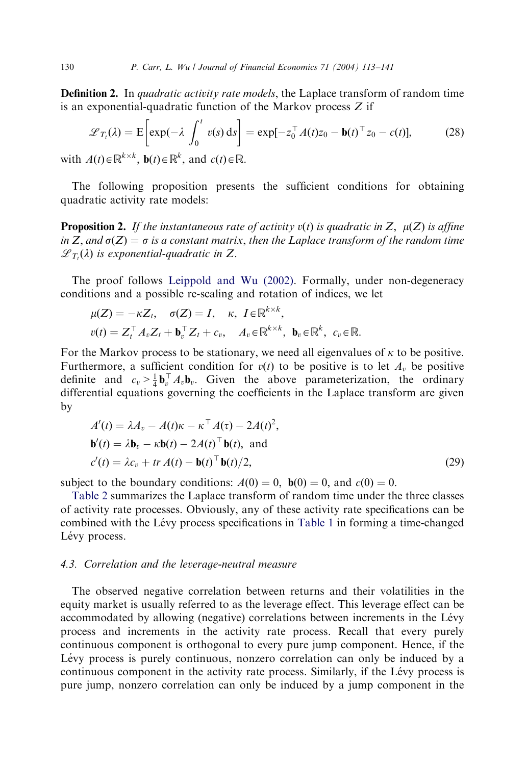**Definition 2.** In *quadratic activity rate models*, the Laplace transform of random time is an exponential-quadratic function of the Markov process $Z$ if

$$\mathscr{L}_{T_t}(\lambda) = \mathrm{E}\left[\exp(-\lambda \int_0^t v(s)\,\mathrm{d}s\right] = \exp[-z_0^\top A(t) z_0 - \mathbf{b}(t)^\top z_0 - c(t)], \tag{28}$$

with $A(t) \in \mathbb{R}^{k \times k}$, $\mathbf{b}(t) \in \mathbb{R}^k$, and $c(t) \in \mathbb{R}$.

The following proposition presents the sufficient conditions for obtaining quadratic activity rate models:

**Proposition 2.** *If the instantaneous rate of activity $v(t)$ is quadratic in $Z$, $\mu(Z)$ is affine in $Z$, and $\sigma(Z) = \sigma$ is a constant matrix, then the Laplace transform of the random time $\mathscr{L}_{T_t}(\lambda)$ is exponential-quadratic in $Z$.*

The proof follows Leippold and Wu (2002). Formally, under non-degeneracy conditions and a possible re-scaling and rotation of indices, we let

$$\begin{aligned}
&\mu(Z) = -\kappa Z_t, \quad \sigma(Z) = I, \quad \kappa,\ I \in \mathbb{R}^{k \times k}, \\
&v(t) = Z_t^\top A_v Z_t + \mathbf{b}_v^\top Z_t + c_v, \quad A_v \in \mathbb{R}^{k \times k},\ \mathbf{b}_v \in \mathbb{R}^k,\ c_v \in \mathbb{R}.
\end{aligned}$$

For the Markov process to be stationary, we need all eigenvalues of $\kappa$ to be positive. Furthermore, a sufficient condition for $v(t)$ to be positive is to let $A_v$ be positive definite and $c_v > \frac{1}{4}\mathbf{b}_v^\top A_v \mathbf{b}_v$. Given the above parameterization, the ordinary differential equations governing the coefficients in the Laplace transform are given by

$$\begin{aligned}
&A'(t) = \lambda A_v - A(t)\kappa - \kappa^\top A(\tau) - 2A(t)^2, \\
&\mathbf{b}'(t) = \lambda \mathbf{b}_v - \kappa \mathbf{b}(t) - 2A(t)^\top \mathbf{b}(t), \text{ and} \\
&c'(t) = \lambda c_v + tr\, A(t) - \mathbf{b}(t)^\top \mathbf{b}(t)/2,
\end{aligned} \tag{29}$$

subject to the boundary conditions: $A(0) = 0$, $\mathbf{b}(0) = 0$, and $c(0) = 0$.

Table 2 summarizes the Laplace transform of random time under the three classes of activity rate processes. Obviously, any of these activity rate specifications can be combined with the Lévy process specifications in Table 1 in forming a time-changed Lévy process.

### 4.3. Correlation and the leverage-neutral measure

The observed negative correlation between returns and their volatilities in the equity market is usually referred to as the leverage effect. This leverage effect can be accommodated by allowing (negative) correlations between increments in the Lévy process and increments in the activity rate process. Recall that every purely continuous component is orthogonal to every pure jump component. Hence, if the Lévy process is purely continuous, nonzero correlation can only be induced by a continuous component in the activity rate process. Similarly, if the Lévy process is pure jump, nonzero correlation can only be induced by a jump component in the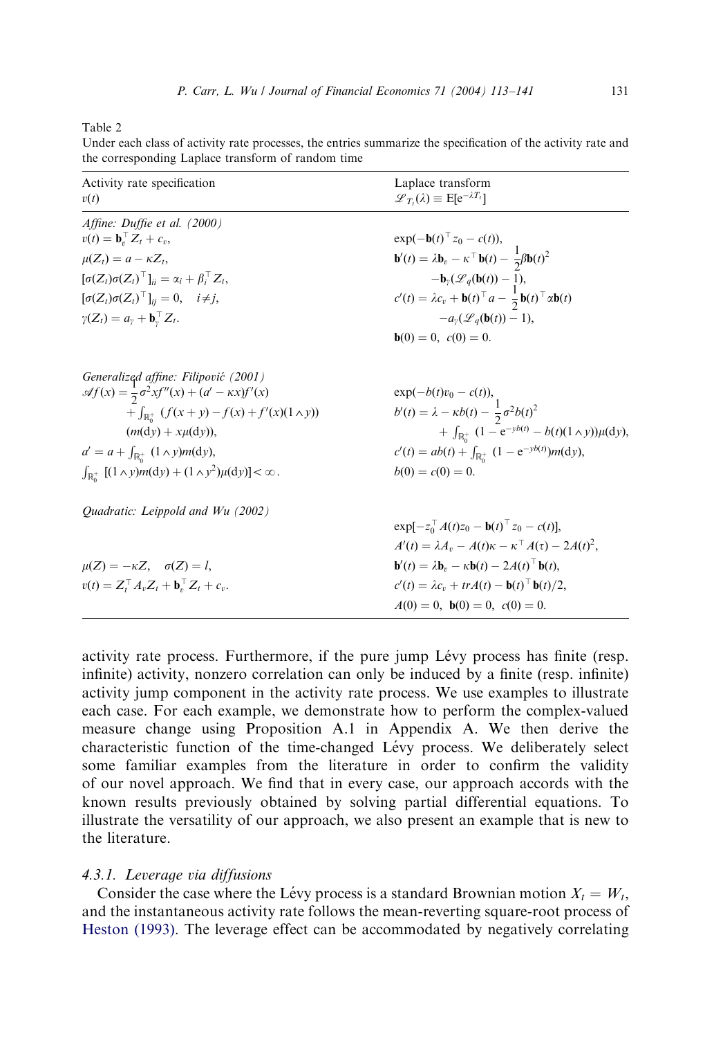Table 2
Under each class of activity rate processes, the entries summarize the specification of the activity rate and the corresponding Laplace transform of random time

| Activity rate specification $v(t)$ | Laplace transform $\mathscr{L}_{T_t}(\lambda) \equiv \mathrm{E}[\mathrm{e}^{-\lambda T_t}]$ |
|---|---|
| *Affine: Duffie et al. (2000)* | |
| $v(t) = \mathbf{b}_v^\top Z_t + c_v$, | $\exp(-\mathbf{b}(t)^\top z_0 - c(t))$, |
| $\mu(Z_t) = a - \kappa Z_t$, | $\mathbf{b}'(t) = \lambda \mathbf{b}_v - \kappa^\top \mathbf{b}(t) - \frac{1}{2}\beta \mathbf{b}(t)^2$ |
| $[\sigma(Z_t)\sigma(Z_t)^\top]_{ii} = \alpha_i + \beta_i^\top Z_t$, | $\quad -\mathbf{b}_\gamma(\mathscr{L}_q(\mathbf{b}(t)) - 1)$, |
| $[\sigma(Z_t)\sigma(Z_t)^\top]_{ij} = 0, \quad i \neq j$, | $c'(t) = \lambda c_v + \mathbf{b}(t)^\top a - \frac{1}{2}\mathbf{b}(t)^\top \alpha \mathbf{b}(t)$ |
| $\gamma(Z_t) = a_\gamma + \mathbf{b}_\gamma^\top Z_t$. | $\quad -a_\gamma(\mathscr{L}_q(\mathbf{b}(t)) - 1)$, |
| | $\mathbf{b}(0) = 0, \; c(0) = 0$. |
| *Generalized affine: Filipović (2001)* | |
| $\mathscr{A}f(x) = \frac{1}{2}\sigma^2 x f''(x) + (a' - \kappa x) f'(x)$ | $\exp(-b(t)v_0 - c(t))$, |
| $\quad + \int_{\mathbb{R}_0^+} (f(x+y) - f(x) + f'(x)(1 \wedge y))$ | $b'(t) = \lambda - \kappa b(t) - \frac{1}{2}\sigma^2 b(t)^2$ |
| $\quad (m(\mathrm{d}y) + x\mu(\mathrm{d}y))$, | $\quad + \int_{\mathbb{R}_0^+} (1 - \mathrm{e}^{-yb(t)} - b(t)(1 \wedge y))\mu(\mathrm{d}y)$, |
| $a' = a + \int_{\mathbb{R}_0^+} (1 \wedge y) m(\mathrm{d}y)$, | $c'(t) = ab(t) + \int_{\mathbb{R}_0^+} (1 - \mathrm{e}^{-yb(t)}) m(\mathrm{d}y)$, |
| $\int_{\mathbb{R}_0^+} [(1 \wedge y) m(\mathrm{d}y) + (1 \wedge y^2)\mu(\mathrm{d}y)] < \infty$. | $b(0) = c(0) = 0$. |
| *Quadratic: Leippold and Wu (2002)* | |
| | $\exp[-z_0^\top A(t) z_0 - \mathbf{b}(t)^\top z_0 - c(t)]$, |
| | $A'(t) = \lambda A_v - A(t)\kappa - \kappa^\top A(\tau) - 2A(t)^2$, |
| $\mu(Z) = -\kappa Z, \quad \sigma(Z) = I$, | $\mathbf{b}'(t) = \lambda \mathbf{b}_v - \kappa \mathbf{b}(t) - 2A(t)^\top \mathbf{b}(t)$, |
| $v(t) = Z_t^\top A_v Z_t + \mathbf{b}_v^\top Z_t + c_v$. | $c'(t) = \lambda c_v + trA(t) - \mathbf{b}(t)^\top \mathbf{b}(t)/2$, |
| | $A(0) = 0, \; \mathbf{b}(0) = 0, \; c(0) = 0$. |

activity rate process. Furthermore, if the pure jump Lévy process has finite (resp. infinite) activity, nonzero correlation can only be induced by a finite (resp. infinite) activity jump component in the activity rate process. We use examples to illustrate each case. For each example, we demonstrate how to perform the complex-valued measure change using Proposition A.1 in Appendix A. We then derive the characteristic function of the time-changed Lévy process. We deliberately select some familiar examples from the literature in order to confirm the validity of our novel approach. We find that in every case, our approach accords with the known results previously obtained by solving partial differential equations. To illustrate the versatility of our approach, we also present an example that is new to the literature.

#### 4.3.1. Leverage via diffusions

Consider the case where the Lévy process is a standard Brownian motion $X_t = W_t$, and the instantaneous activity rate follows the mean-reverting square-root process of Heston (1993). The leverage effect can be accommodated by negatively correlating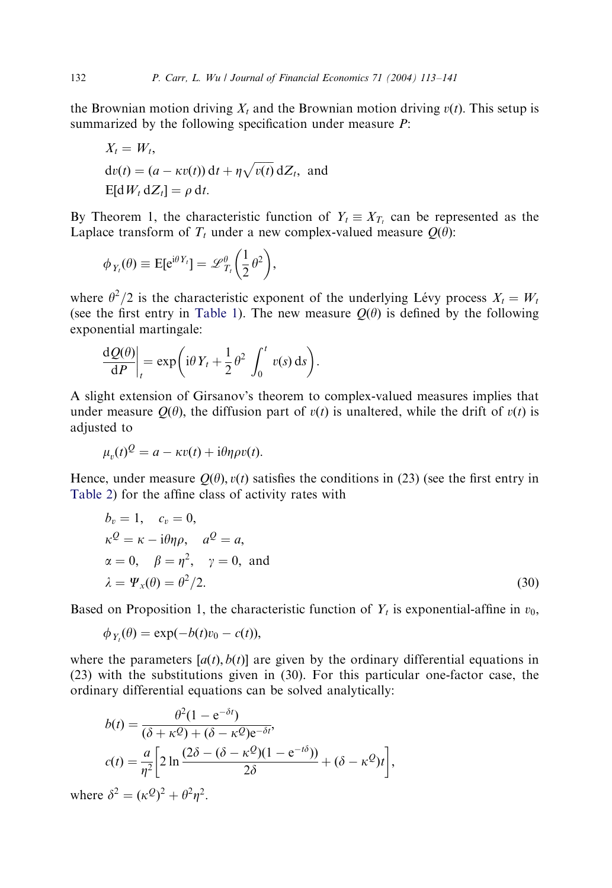the Brownian motion driving $X_t$ and the Brownian motion driving $v(t)$. This setup is summarized by the following specification under measure $P$:

$$
\begin{aligned}
&X_t = W_t, \\
&\mathrm{d}v(t) = (a - \kappa v(t))\,\mathrm{d}t + \eta\sqrt{v(t)}\,\mathrm{d}Z_t, \text{ and} \\
&\mathrm{E}[\mathrm{d}W_t\,\mathrm{d}Z_t] = \rho\,\mathrm{d}t.
\end{aligned}
$$

By Theorem 1, the characteristic function of $Y_t \equiv X_{T_t}$ can be represented as the Laplace transform of $T_t$ under a new complex-valued measure $Q(\theta)$:

$$
\phi_{Y_t}(\theta) \equiv \mathrm{E}[\mathrm{e}^{\mathrm{i}\theta Y_t}] = \mathscr{L}^{\theta}_{T_t}\left(\frac{1}{2}\theta^2\right),
$$

where $\theta^2/2$ is the characteristic exponent of the underlying Lévy process $X_t = W_t$ (see the first entry in Table 1). The new measure $Q(\theta)$ is defined by the following exponential martingale:

$$
\left.\frac{\mathrm{d}Q(\theta)}{\mathrm{d}P}\right|_t = \exp\left(\mathrm{i}\theta Y_t + \frac{1}{2}\theta^2 \int_0^t v(s)\,\mathrm{d}s\right).
$$

A slight extension of Girsanov's theorem to complex-valued measures implies that under measure $Q(\theta)$, the diffusion part of $v(t)$ is unaltered, while the drift of $v(t)$ is adjusted to

$$
\mu_v(t)^Q = a - \kappa v(t) + \mathrm{i}\theta\eta\rho v(t).
$$

Hence, under measure $Q(\theta)$, $v(t)$ satisfies the conditions in (23) (see the first entry in Table 2) for the affine class of activity rates with

$$
\begin{aligned}
&b_v = 1, \quad c_v = 0, \\
&\kappa^Q = \kappa - \mathrm{i}\theta\eta\rho, \quad a^Q = a, \\
&\alpha = 0, \quad \beta = \eta^2, \quad \gamma = 0, \text{ and} \\
&\lambda = \Psi_x(\theta) = \theta^2/2.
\end{aligned} \tag{30}
$$

Based on Proposition 1, the characteristic function of $Y_t$ is exponential-affine in $v_0$,

$$
\phi_{Y_t}(\theta) = \exp(-b(t)v_0 - c(t)),
$$

where the parameters $[a(t), b(t)]$ are given by the ordinary differential equations in (23) with the substitutions given in (30). For this particular one-factor case, the ordinary differential equations can be solved analytically:

$$
\begin{aligned}
b(t) &= \frac{\theta^2(1 - \mathrm{e}^{-\delta t})}{(\delta + \kappa^Q) + (\delta - \kappa^Q)\mathrm{e}^{-\delta t}}, \\
c(t) &= \frac{a}{\eta^2}\left[2\ln\frac{(2\delta - (\delta - \kappa^Q)(1 - \mathrm{e}^{-t\delta}))}{2\delta} + (\delta - \kappa^Q)t\right],
\end{aligned}
$$

where $\delta^2 = (\kappa^Q)^2 + \theta^2\eta^2$.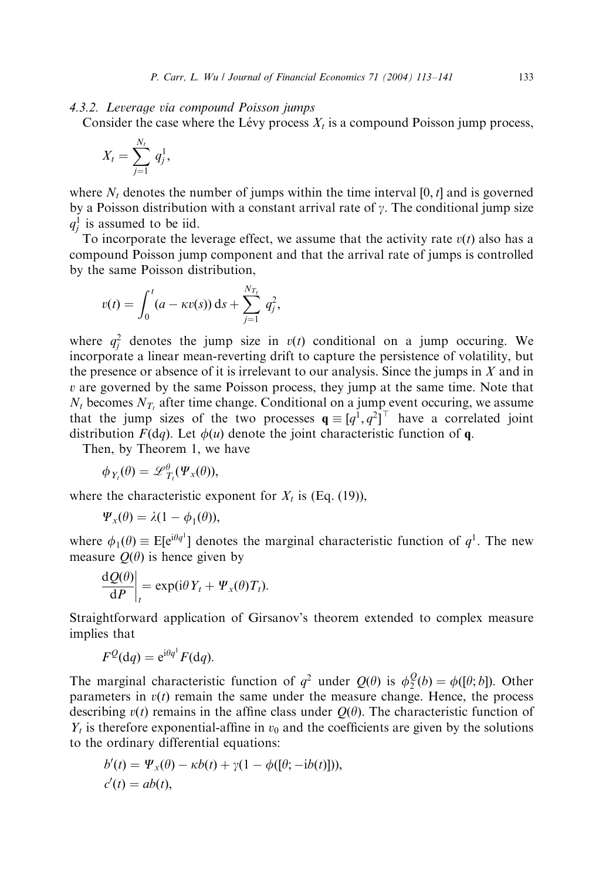#### 4.3.2. Leverage via compound Poisson jumps

Consider the case where the Lévy process $X_t$ is a compound Poisson jump process,

$$X_t = \sum_{j=1}^{N_t} q_j^1,$$

where $N_t$ denotes the number of jumps within the time interval $[0, t]$ and is governed by a Poisson distribution with a constant arrival rate of $\gamma$. The conditional jump size $q_j^1$ is assumed to be iid.

To incorporate the leverage effect, we assume that the activity rate $v(t)$ also has a compound Poisson jump component and that the arrival rate of jumps is controlled by the same Poisson distribution,

$$v(t) = \int_0^t (a - \kappa v(s))\,\mathrm{d}s + \sum_{j=1}^{N_{T_t}} q_j^2,$$

where $q_j^2$ denotes the jump size in $v(t)$ conditional on a jump occuring. We incorporate a linear mean-reverting drift to capture the persistence of volatility, but the presence or absence of it is irrelevant to our analysis. Since the jumps in $X$ and in $v$ are governed by the same Poisson process, they jump at the same time. Note that $N_t$ becomes $N_{T_t}$ after time change. Conditional on a jump event occuring, we assume that the jump sizes of the two processes $\mathbf{q} \equiv [q^1, q^2]^\top$ have a correlated joint distribution $F(\mathrm{d}q)$. Let $\phi(u)$ denote the joint characteristic function of $\mathbf{q}$.

Then, by Theorem 1, we have

$$\phi_{Y_t}(\theta) = \mathscr{L}^{\theta}_{T_t}(\Psi_x(\theta)),$$

where the characteristic exponent for $X_t$ is (Eq. (19)),

$$\Psi_x(\theta) = \lambda(1 - \phi_1(\theta)),$$

where $\phi_1(\theta) \equiv \mathrm{E}[\mathrm{e}^{\mathrm{i}\theta q^1}]$ denotes the marginal characteristic function of $q^1$. The new measure $Q(\theta)$ is hence given by

$$\left.\frac{\mathrm{d}Q(\theta)}{\mathrm{d}P}\right|_t = \exp(\mathrm{i}\theta Y_t + \Psi_x(\theta) T_t).$$

Straightforward application of Girsanov's theorem extended to complex measure implies that

$$F^Q(\mathrm{d}q) = \mathrm{e}^{\mathrm{i}\theta q^1} F(\mathrm{d}q).$$

The marginal characteristic function of $q^2$ under $Q(\theta)$ is $\phi_2^Q(b) = \phi([\theta; b])$. Other parameters in $v(t)$ remain the same under the measure change. Hence, the process describing $v(t)$ remains in the affine class under $Q(\theta)$. The characteristic function of $Y_t$ is therefore exponential-affine in $v_0$ and the coefficients are given by the solutions to the ordinary differential equations:

$$b'(t) = \Psi_x(\theta) - \kappa b(t) + \gamma(1 - \phi([\theta; -\mathrm{i}b(t)])),$$

$$c'(t) = ab(t),$$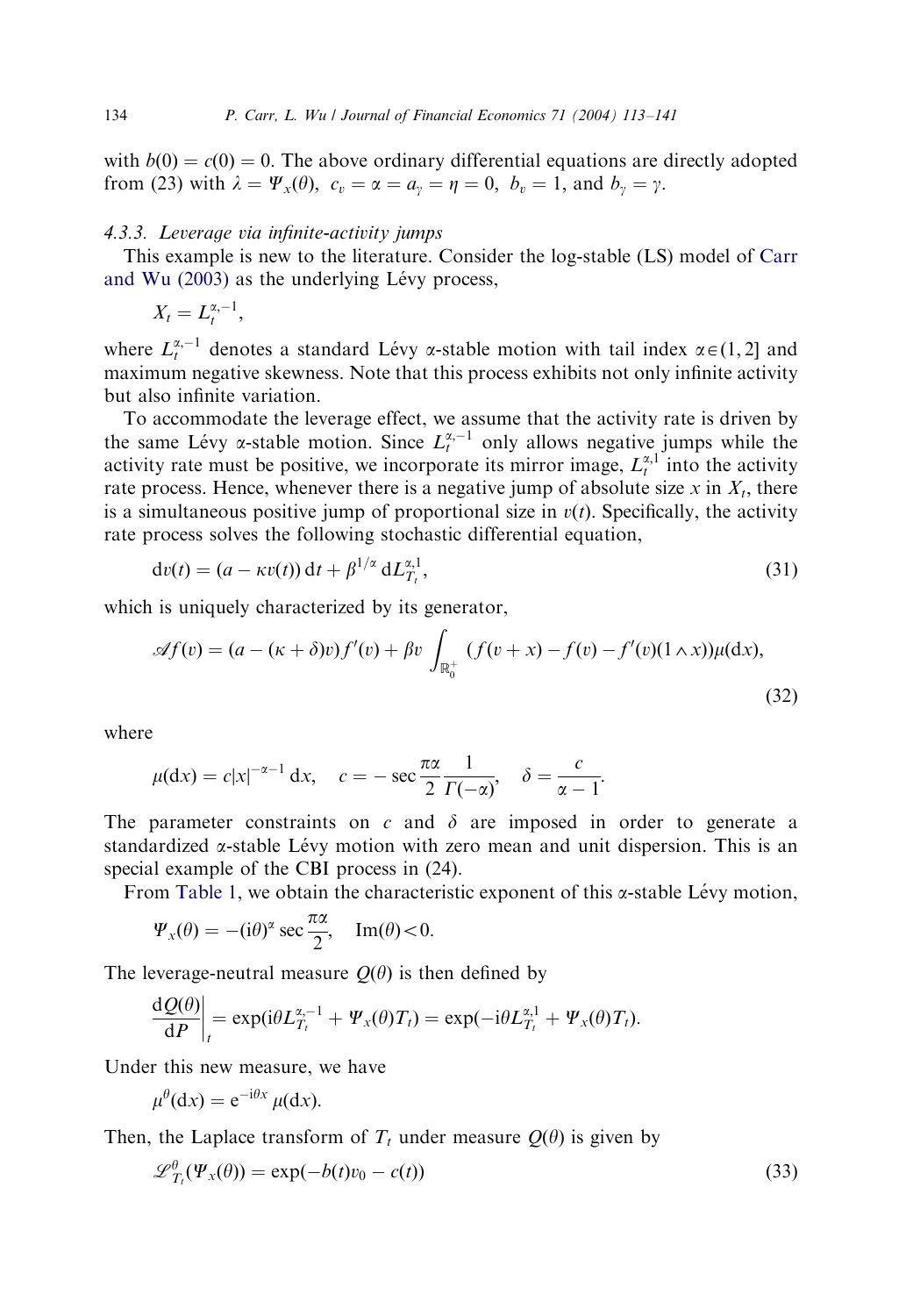with $b(0) = c(0) = 0$. The above ordinary differential equations are directly adopted from (23) with $\lambda = \Psi_x(\theta)$, $c_v = \alpha = a_\gamma = \eta = 0$, $b_v = 1$, and $b_\gamma = \gamma$.

#### 4.3.3. Leverage via infinite-activity jumps

This example is new to the literature. Consider the log-stable (LS) model of Carr and Wu (2003) as the underlying Lévy process,

$$X_t = L_t^{\alpha,-1},$$

where $L_t^{\alpha,-1}$ denotes a standard Lévy $\alpha$-stable motion with tail index $\alpha \in (1, 2]$ and maximum negative skewness. Note that this process exhibits not only infinite activity but also infinite variation.

To accommodate the leverage effect, we assume that the activity rate is driven by the same Lévy $\alpha$-stable motion. Since $L_t^{\alpha,-1}$ only allows negative jumps while the activity rate must be positive, we incorporate its mirror image, $L_t^{\alpha,1}$ into the activity rate process. Hence, whenever there is a negative jump of absolute size $x$ in $X_t$, there is a simultaneous positive jump of proportional size in $v(t)$. Specifically, the activity rate process solves the following stochastic differential equation,

$$\mathrm{d}v(t) = (a - \kappa v(t))\,\mathrm{d}t + \beta^{1/\alpha}\,\mathrm{d}L_{T_t}^{\alpha,1}, \tag{31}$$

which is uniquely characterized by its generator,

$$\mathscr{A}f(v) = (a - (\kappa + \delta)v)f'(v) + \beta v \int_{\mathbb{R}_0^+} (f(v+x) - f(v) - f'(v)(1 \wedge x))\mu(\mathrm{d}x), \tag{32}$$

where

$$\mu(\mathrm{d}x) = c|x|^{-\alpha-1}\,\mathrm{d}x, \quad c = -\sec\frac{\pi\alpha}{2}\frac{1}{\Gamma(-\alpha)}, \quad \delta = \frac{c}{\alpha - 1}.$$

The parameter constraints on $c$ and $\delta$ are imposed in order to generate a standardized $\alpha$-stable Lévy motion with zero mean and unit dispersion. This is an special example of the CBI process in (24).

From Table 1, we obtain the characteristic exponent of this $\alpha$-stable Lévy motion,

$$\Psi_x(\theta) = -(\mathrm{i}\theta)^\alpha \sec\frac{\pi\alpha}{2}, \quad \mathrm{Im}(\theta) < 0.$$

The leverage-neutral measure $Q(\theta)$ is then defined by

$$\left.\frac{\mathrm{d}Q(\theta)}{\mathrm{d}P}\right|_t = \exp(\mathrm{i}\theta L_{T_t}^{\alpha,-1} + \Psi_x(\theta)T_t) = \exp(-\mathrm{i}\theta L_{T_t}^{\alpha,1} + \Psi_x(\theta)T_t).$$

Under this new measure, we have

$$\mu^\theta(\mathrm{d}x) = \mathrm{e}^{-\mathrm{i}\theta x}\,\mu(\mathrm{d}x).$$

Then, the Laplace transform of $T_t$ under measure $Q(\theta)$ is given by

$$\mathscr{L}_{T_t}^\theta(\Psi_x(\theta)) = \exp(-b(t)v_0 - c(t)) \tag{33}$$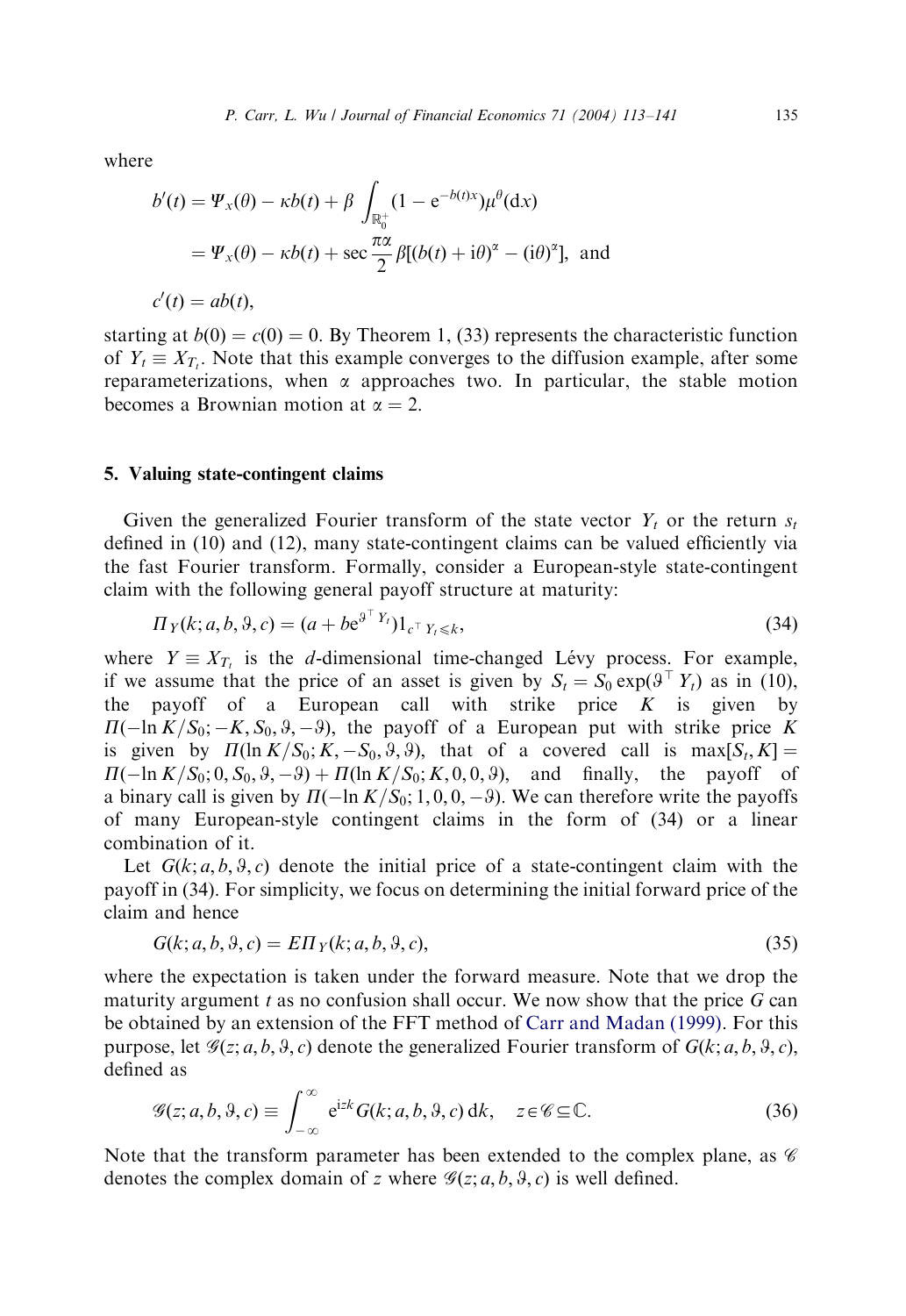where

$$b'(t) = \Psi_x(\theta) - \kappa b(t) + \beta \int_{\mathbb{R}_0^+} (1 - e^{-b(t)x}) \mu^\theta(dx)$$

$$= \Psi_x(\theta) - \kappa b(t) + \sec \frac{\pi \alpha}{2} \beta [(b(t) + i\theta)^\alpha - (i\theta)^\alpha], \text{ and}$$

$$c'(t) = ab(t),$$

starting at $b(0) = c(0) = 0$. By Theorem 1, (33) represents the characteristic function of $Y_t \equiv X_{T_t}$. Note that this example converges to the diffusion example, after some reparameterizations, when $\alpha$ approaches two. In particular, the stable motion becomes a Brownian motion at $\alpha = 2$.

## 5. Valuing state-contingent claims

Given the generalized Fourier transform of the state vector $Y_t$ or the return $s_t$ defined in (10) and (12), many state-contingent claims can be valued efficiently via the fast Fourier transform. Formally, consider a European-style state-contingent claim with the following general payoff structure at maturity:

$$\Pi_Y(k; a, b, \vartheta, c) = (a + b e^{\vartheta^\top Y_t}) 1_{c^\top Y_t \leqslant k}, \tag{34}$$

where $Y \equiv X_{T_t}$ is the $d$-dimensional time-changed Lévy process. For example, if we assume that the price of an asset is given by $S_t = S_0 \exp(\vartheta^\top Y_t)$ as in (10), the payoff of a European call with strike price $K$ is given by $\Pi(-\ln K/S_0; -K, S_0, \vartheta, -\vartheta)$, the payoff of a European put with strike price $K$ is given by $\Pi(\ln K/S_0; K, -S_0, \vartheta, \vartheta)$, that of a covered call is $\max[S_t, K] = \Pi(-\ln K/S_0; 0, S_0, \vartheta, -\vartheta) + \Pi(\ln K/S_0; K, 0, 0, \vartheta)$, and finally, the payoff of a binary call is given by $\Pi(-\ln K/S_0; 1, 0, 0, -\vartheta)$. We can therefore write the payoffs of many European-style contingent claims in the form of (34) or a linear combination of it.

Let $G(k; a, b, \vartheta, c)$ denote the initial price of a state-contingent claim with the payoff in (34). For simplicity, we focus on determining the initial forward price of the claim and hence

$$G(k; a, b, \vartheta, c) = E \Pi_Y(k; a, b, \vartheta, c), \tag{35}$$

where the expectation is taken under the forward measure. Note that we drop the maturity argument $t$ as no confusion shall occur. We now show that the price $G$ can be obtained by an extension of the FFT method of Carr and Madan (1999). For this purpose, let $\mathscr{G}(z; a, b, \vartheta, c)$ denote the generalized Fourier transform of $G(k; a, b, \vartheta, c)$, defined as

$$\mathscr{G}(z; a, b, \vartheta, c) \equiv \int_{-\infty}^{\infty} e^{izk} G(k; a, b, \vartheta, c) \, dk, \quad z \in \mathscr{C} \subseteq \mathbb{C}. \tag{36}$$

Note that the transform parameter has been extended to the complex plane, as $\mathscr{C}$ denotes the complex domain of $z$ where $\mathscr{G}(z; a, b, \vartheta, c)$ is well defined.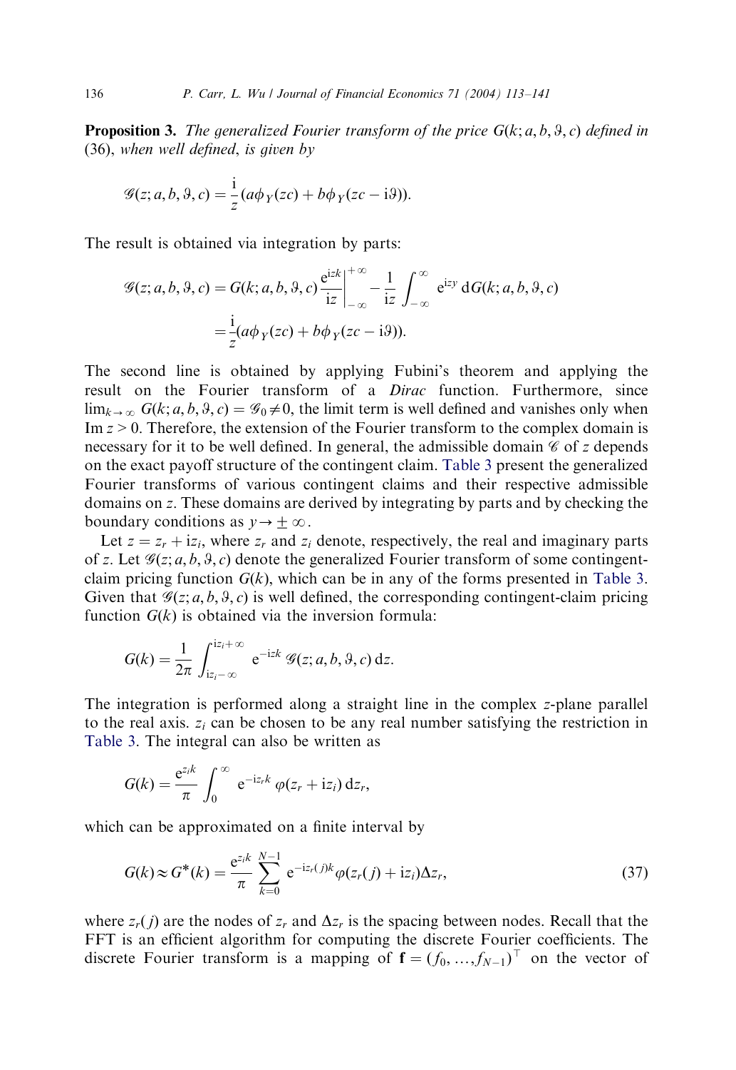**Proposition 3.** *The generalized Fourier transform of the price $G(k; a, b, \vartheta, c)$ defined in (36), when well defined, is given by*

$$\mathscr{G}(z; a, b, \vartheta, c) = \frac{\mathrm{i}}{z}(a\phi_Y(zc) + b\phi_Y(zc - \mathrm{i}\vartheta)).$$

The result is obtained via integration by parts:

$$\begin{aligned}
\mathscr{G}(z; a, b, \vartheta, c) &= G(k; a, b, \vartheta, c)\frac{\mathrm{e}^{\mathrm{i}zk}}{\mathrm{i}z}\bigg|_{-\infty}^{+\infty} - \frac{1}{\mathrm{i}z}\int_{-\infty}^{\infty} \mathrm{e}^{\mathrm{i}zy}\,\mathrm{d}G(k; a, b, \vartheta, c) \\
&= \frac{\mathrm{i}}{z}(a\phi_Y(zc) + b\phi_Y(zc - \mathrm{i}\vartheta)).
\end{aligned}$$

The second line is obtained by applying Fubini's theorem and applying the result on the Fourier transform of a *Dirac* function. Furthermore, since $\lim_{k\to\infty} G(k; a, b, \vartheta, c) = \mathscr{G}_0 \neq 0$, the limit term is well defined and vanishes only when $\operatorname{Im} z > 0$. Therefore, the extension of the Fourier transform to the complex domain is necessary for it to be well defined. In general, the admissible domain $\mathscr{C}$ of $z$ depends on the exact payoff structure of the contingent claim. Table 3 present the generalized Fourier transforms of various contingent claims and their respective admissible domains on $z$. These domains are derived by integrating by parts and by checking the boundary conditions as $y \to \pm\infty$.

Let $z = z_r + \mathrm{i}z_i$, where $z_r$ and $z_i$ denote, respectively, the real and imaginary parts of $z$. Let $\mathscr{G}(z; a, b, \vartheta, c)$ denote the generalized Fourier transform of some contingent-claim pricing function $G(k)$, which can be in any of the forms presented in Table 3. Given that $\mathscr{G}(z; a, b, \vartheta, c)$ is well defined, the corresponding contingent-claim pricing function $G(k)$ is obtained via the inversion formula:

$$G(k) = \frac{1}{2\pi}\int_{\mathrm{i}z_i-\infty}^{\mathrm{i}z_i+\infty} \mathrm{e}^{-\mathrm{i}zk}\,\mathscr{G}(z; a, b, \vartheta, c)\,\mathrm{d}z.$$

The integration is performed along a straight line in the complex $z$-plane parallel to the real axis. $z_i$ can be chosen to be any real number satisfying the restriction in Table 3. The integral can also be written as

$$G(k) = \frac{\mathrm{e}^{z_i k}}{\pi}\int_0^{\infty} \mathrm{e}^{-\mathrm{i}z_r k}\,\varphi(z_r + \mathrm{i}z_i)\,\mathrm{d}z_r,$$

which can be approximated on a finite interval by

$$G(k) \approx G^*(k) = \frac{\mathrm{e}^{z_i k}}{\pi}\sum_{k=0}^{N-1} \mathrm{e}^{-\mathrm{i}z_r(j)k}\varphi(z_r(j) + \mathrm{i}z_i)\Delta z_r, \tag{37}$$

where $z_r(j)$ are the nodes of $z_r$ and $\Delta z_r$ is the spacing between nodes. Recall that the FFT is an efficient algorithm for computing the discrete Fourier coefficients. The discrete Fourier transform is a mapping of $\mathbf{f} = (f_0, \ldots, f_{N-1})^\top$ on the vector of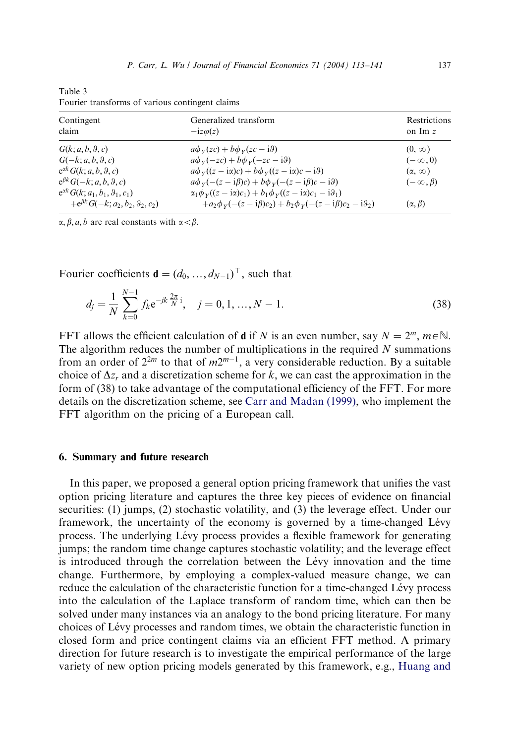Table 3
Fourier transforms of various contingent claims

| Contingent claim | Generalized transform $-\mathrm{i}z\varphi(z)$ | Restrictions on Im $z$ |
|---|---|---|
| $G(k; a, b, \vartheta, c)$ | $a\phi_Y(zc) + b\phi_Y(zc - \mathrm{i}\vartheta)$ | $(0, \infty)$ |
| $G(-k; a, b, \vartheta, c)$ | $a\phi_Y(-zc) + b\phi_Y(-zc - \mathrm{i}\vartheta)$ | $(-\infty, 0)$ |
| $\mathrm{e}^{\alpha k} G(k; a, b, \vartheta, c)$ | $a\phi_Y((z - \mathrm{i}\alpha)c) + b\phi_Y((z - \mathrm{i}\alpha)c - \mathrm{i}\vartheta)$ | $(\alpha, \infty)$ |
| $\mathrm{e}^{\beta k} G(-k; a, b, \vartheta, c)$ | $a\phi_Y(-(z - \mathrm{i}\beta)c) + b\phi_Y(-(z - \mathrm{i}\beta)c - \mathrm{i}\vartheta)$ | $(-\infty, \beta)$ |
| $\mathrm{e}^{\alpha k} G(k; a_1, b_1, \vartheta_1, c_1)$ $+\mathrm{e}^{\beta k} G(-k; a_2, b_2, \vartheta_2, c_2)$ | $\alpha_1\phi_Y((z - \mathrm{i}\alpha)c_1) + b_1\phi_Y((z - \mathrm{i}\alpha)c_1 - \mathrm{i}\vartheta_1)$ $+a_2\phi_Y(-(z - \mathrm{i}\beta)c_2) + b_2\phi_Y(-(z - \mathrm{i}\beta)c_2 - \mathrm{i}\vartheta_2)$ | $(\alpha, \beta)$ |

$\alpha, \beta, a, b$ are real constants with $\alpha < \beta$.

Fourier coefficients $\mathbf{d} = (d_0, \ldots, d_{N-1})^\top$, such that

$$d_j = \frac{1}{N} \sum_{k=0}^{N-1} f_k \mathrm{e}^{-jk\frac{2\pi}{N}\mathrm{i}}, \quad j = 0, 1, \ldots, N-1. \tag{38}$$

FFT allows the efficient calculation of $\mathbf{d}$ if $N$ is an even number, say $N = 2^m$, $m \in \mathbb{N}$. The algorithm reduces the number of multiplications in the required $N$ summations from an order of $2^{2m}$ to that of $m2^{m-1}$, a very considerable reduction. By a suitable choice of $\Delta z_r$ and a discretization scheme for $k$, we can cast the approximation in the form of (38) to take advantage of the computational efficiency of the FFT. For more details on the discretization scheme, see Carr and Madan (1999), who implement the FFT algorithm on the pricing of a European call.

## 6. Summary and future research

In this paper, we proposed a general option pricing framework that unifies the vast option pricing literature and captures the three key pieces of evidence on financial securities: (1) jumps, (2) stochastic volatility, and (3) the leverage effect. Under our framework, the uncertainty of the economy is governed by a time-changed Lévy process. The underlying Lévy process provides a flexible framework for generating jumps; the random time change captures stochastic volatility; and the leverage effect is introduced through the correlation between the Lévy innovation and the time change. Furthermore, by employing a complex-valued measure change, we can reduce the calculation of the characteristic function for a time-changed Lévy process into the calculation of the Laplace transform of random time, which can then be solved under many instances via an analogy to the bond pricing literature. For many choices of Lévy processes and random times, we obtain the characteristic function in closed form and price contingent claims via an efficient FFT method. A primary direction for future research is to investigate the empirical performance of the large variety of new option pricing models generated by this framework, e.g., Huang and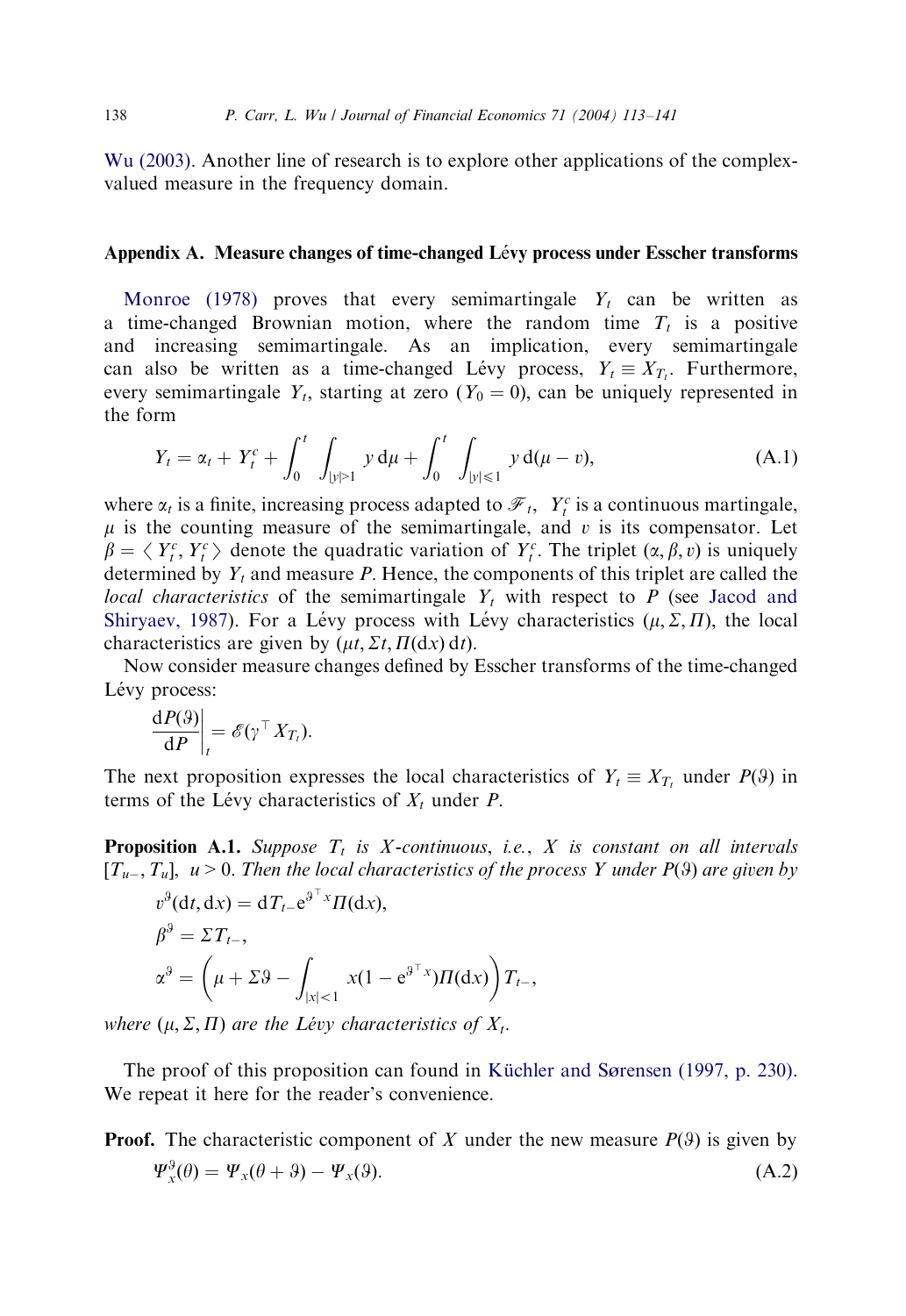Wu (2003). Another line of research is to explore other applications of the complex-valued measure in the frequency domain.

## Appendix A. Measure changes of time-changed Lévy process under Esscher transforms

Monroe (1978) proves that every semimartingale $Y_t$ can be written as a time-changed Brownian motion, where the random time $T_t$ is a positive and increasing semimartingale. As an implication, every semimartingale can also be written as a time-changed Lévy process, $Y_t \equiv X_{T_t}$. Furthermore, every semimartingale $Y_t$, starting at zero ($Y_0 = 0$), can be uniquely represented in the form

$$Y_t = \alpha_t + Y_t^c + \int_0^t \int_{|y|>1} y \, \mathrm{d}\mu + \int_0^t \int_{|y|\leqslant 1} y \, \mathrm{d}(\mu - v), \tag{A.1}$$

where $\alpha_t$ is a finite, increasing process adapted to $\mathscr{F}_t$, $Y_t^c$ is a continuous martingale, $\mu$ is the counting measure of the semimartingale, and $v$ is its compensator. Let $\beta = \langle Y_t^c, Y_t^c \rangle$ denote the quadratic variation of $Y_t^c$. The triplet $(\alpha, \beta, v)$ is uniquely determined by $Y_t$ and measure $P$. Hence, the components of this triplet are called the *local characteristics* of the semimartingale $Y_t$ with respect to $P$ (see Jacod and Shiryaev, 1987). For a Lévy process with Lévy characteristics $(\mu, \Sigma, \Pi)$, the local characteristics are given by $(\mu t, \Sigma t, \Pi(\mathrm{d}x)\,\mathrm{d}t)$.

Now consider measure changes defined by Esscher transforms of the time-changed Lévy process:

$$\left.\frac{\mathrm{d}P(\vartheta)}{\mathrm{d}P}\right|_t = \mathscr{E}(\gamma^\top X_{T_t}).$$

The next proposition expresses the local characteristics of $Y_t \equiv X_{T_t}$ under $P(\vartheta)$ in terms of the Lévy characteristics of $X_t$ under $P$.

**Proposition A.1.** *Suppose $T_t$ is X-continuous, i.e., X is constant on all intervals $[T_{u-}, T_u]$, $u > 0$. Then the local characteristics of the process Y under $P(\vartheta)$ are given by*

$$v^\vartheta(\mathrm{d}t, \mathrm{d}x) = \mathrm{d}T_{t-} \mathrm{e}^{\vartheta^\top x} \Pi(\mathrm{d}x),$$

$$\beta^\vartheta = \Sigma T_{t-},$$

$$\alpha^\vartheta = \left(\mu + \Sigma\vartheta - \int_{|x|<1} x(1 - \mathrm{e}^{\vartheta^\top x}) \Pi(\mathrm{d}x)\right) T_{t-},$$

*where $(\mu, \Sigma, \Pi)$ are the Lévy characteristics of $X_t$.*

The proof of this proposition can found in Küchler and Sørensen (1997, p. 230). We repeat it here for the reader's convenience.

**Proof.** The characteristic component of $X$ under the new measure $P(\vartheta)$ is given by

$$\Psi_x^\vartheta(\theta) = \Psi_x(\theta + \vartheta) - \Psi_x(\vartheta). \tag{A.2}$$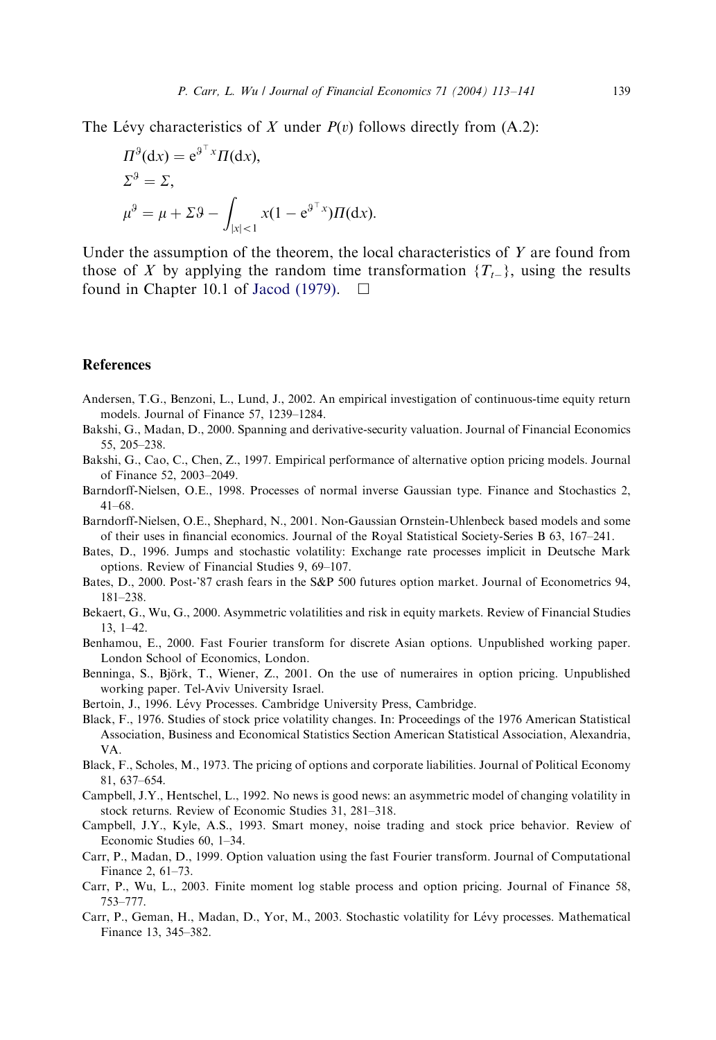The Lévy characteristics of $X$ under $P(v)$ follows directly from (A.2):

$$\Pi^{\vartheta}(\mathrm{d}x) = \mathrm{e}^{\vartheta^{\top} x} \Pi(\mathrm{d}x),$$

$$\Sigma^{\vartheta} = \Sigma,$$

$$\mu^{\vartheta} = \mu + \Sigma\vartheta - \int_{|x|<1} x(1 - \mathrm{e}^{\vartheta^{\top} x}) \Pi(\mathrm{d}x).$$

Under the assumption of the theorem, the local characteristics of $Y$ are found from those of $X$ by applying the random time transformation $\{T_{t-}\}$, using the results found in Chapter 10.1 of Jacod (1979). $\square$

## References

Andersen, T.G., Benzoni, L., Lund, J., 2002. An empirical investigation of continuous-time equity return models. Journal of Finance 57, 1239–1284.

Bakshi, G., Madan, D., 2000. Spanning and derivative-security valuation. Journal of Financial Economics 55, 205–238.

Bakshi, G., Cao, C., Chen, Z., 1997. Empirical performance of alternative option pricing models. Journal of Finance 52, 2003–2049.

Barndorff-Nielsen, O.E., 1998. Processes of normal inverse Gaussian type. Finance and Stochastics 2, 41–68.

Barndorff-Nielsen, O.E., Shephard, N., 2001. Non-Gaussian Ornstein-Uhlenbeck based models and some of their uses in financial economics. Journal of the Royal Statistical Society-Series B 63, 167–241.

Bates, D., 1996. Jumps and stochastic volatility: Exchange rate processes implicit in Deutsche Mark options. Review of Financial Studies 9, 69–107.

Bates, D., 2000. Post-'87 crash fears in the S&P 500 futures option market. Journal of Econometrics 94, 181–238.

Bekaert, G., Wu, G., 2000. Asymmetric volatilities and risk in equity markets. Review of Financial Studies 13, 1–42.

Benhamou, E., 2000. Fast Fourier transform for discrete Asian options. Unpublished working paper. London School of Economics, London.

Benninga, S., Björk, T., Wiener, Z., 2001. On the use of numeraires in option pricing. Unpublished working paper. Tel-Aviv University Israel.

Bertoin, J., 1996. Lévy Processes. Cambridge University Press, Cambridge.

Black, F., 1976. Studies of stock price volatility changes. In: Proceedings of the 1976 American Statistical Association, Business and Economical Statistics Section American Statistical Association, Alexandria, VA.

Black, F., Scholes, M., 1973. The pricing of options and corporate liabilities. Journal of Political Economy 81, 637–654.

Campbell, J.Y., Hentschel, L., 1992. No news is good news: an asymmetric model of changing volatility in stock returns. Review of Economic Studies 31, 281–318.

Campbell, J.Y., Kyle, A.S., 1993. Smart money, noise trading and stock price behavior. Review of Economic Studies 60, 1–34.

Carr, P., Madan, D., 1999. Option valuation using the fast Fourier transform. Journal of Computational Finance 2, 61–73.

Carr, P., Wu, L., 2003. Finite moment log stable process and option pricing. Journal of Finance 58, 753–777.

Carr, P., Geman, H., Madan, D., Yor, M., 2003. Stochastic volatility for Lévy processes. Mathematical Finance 13, 345–382.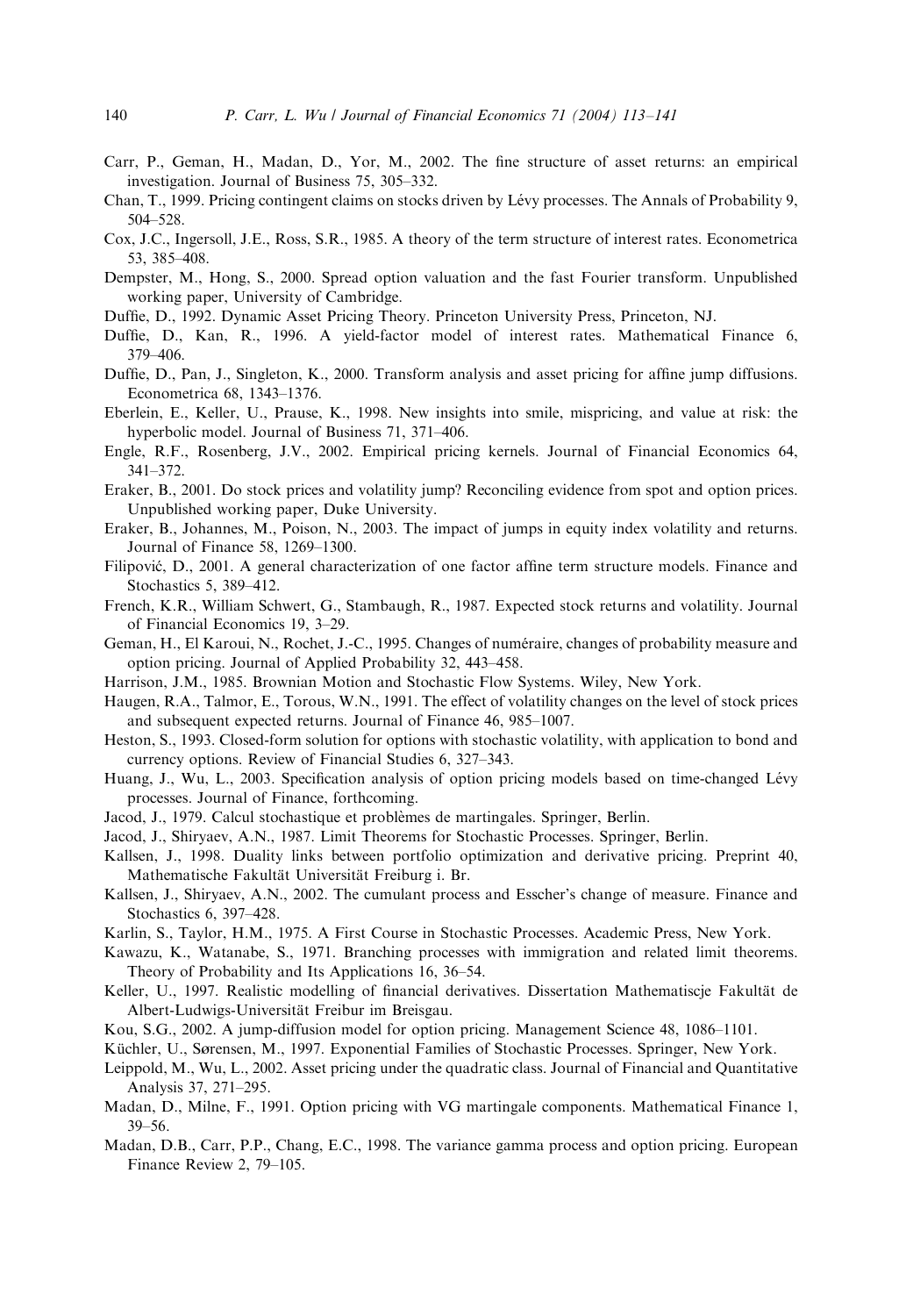Carr, P., Geman, H., Madan, D., Yor, M., 2002. The fine structure of asset returns: an empirical investigation. Journal of Business 75, 305–332.

Chan, T., 1999. Pricing contingent claims on stocks driven by Lévy processes. The Annals of Probability 9, 504–528.

Cox, J.C., Ingersoll, J.E., Ross, S.R., 1985. A theory of the term structure of interest rates. Econometrica 53, 385–408.

Dempster, M., Hong, S., 2000. Spread option valuation and the fast Fourier transform. Unpublished working paper, University of Cambridge.

Duffie, D., 1992. Dynamic Asset Pricing Theory. Princeton University Press, Princeton, NJ.

Duffie, D., Kan, R., 1996. A yield-factor model of interest rates. Mathematical Finance 6, 379–406.

Duffie, D., Pan, J., Singleton, K., 2000. Transform analysis and asset pricing for affine jump diffusions. Econometrica 68, 1343–1376.

Eberlein, E., Keller, U., Prause, K., 1998. New insights into smile, mispricing, and value at risk: the hyperbolic model. Journal of Business 71, 371–406.

Engle, R.F., Rosenberg, J.V., 2002. Empirical pricing kernels. Journal of Financial Economics 64, 341–372.

Eraker, B., 2001. Do stock prices and volatility jump? Reconciling evidence from spot and option prices. Unpublished working paper, Duke University.

Eraker, B., Johannes, M., Poison, N., 2003. The impact of jumps in equity index volatility and returns. Journal of Finance 58, 1269–1300.

Filipović, D., 2001. A general characterization of one factor affine term structure models. Finance and Stochastics 5, 389–412.

French, K.R., William Schwert, G., Stambaugh, R., 1987. Expected stock returns and volatility. Journal of Financial Economics 19, 3–29.

Geman, H., El Karoui, N., Rochet, J.-C., 1995. Changes of numéraire, changes of probability measure and option pricing. Journal of Applied Probability 32, 443–458.

Harrison, J.M., 1985. Brownian Motion and Stochastic Flow Systems. Wiley, New York.

Haugen, R.A., Talmor, E., Torous, W.N., 1991. The effect of volatility changes on the level of stock prices and subsequent expected returns. Journal of Finance 46, 985–1007.

Heston, S., 1993. Closed-form solution for options with stochastic volatility, with application to bond and currency options. Review of Financial Studies 6, 327–343.

Huang, J., Wu, L., 2003. Specification analysis of option pricing models based on time-changed Lévy processes. Journal of Finance, forthcoming.

Jacod, J., 1979. Calcul stochastique et problèmes de martingales. Springer, Berlin.

Jacod, J., Shiryaev, A.N., 1987. Limit Theorems for Stochastic Processes. Springer, Berlin.

Kallsen, J., 1998. Duality links between portfolio optimization and derivative pricing. Preprint 40, Mathematische Fakultät Universität Freiburg i. Br.

Kallsen, J., Shiryaev, A.N., 2002. The cumulant process and Esscher's change of measure. Finance and Stochastics 6, 397–428.

Karlin, S., Taylor, H.M., 1975. A First Course in Stochastic Processes. Academic Press, New York.

Kawazu, K., Watanabe, S., 1971. Branching processes with immigration and related limit theorems. Theory of Probability and Its Applications 16, 36–54.

Keller, U., 1997. Realistic modelling of financial derivatives. Dissertation Mathematiscje Fakultät de Albert-Ludwigs-Universität Freibur im Breisgau.

Kou, S.G., 2002. A jump-diffusion model for option pricing. Management Science 48, 1086–1101.

Küchler, U., Sørensen, M., 1997. Exponential Families of Stochastic Processes. Springer, New York.

Leippold, M., Wu, L., 2002. Asset pricing under the quadratic class. Journal of Financial and Quantitative Analysis 37, 271–295.

Madan, D., Milne, F., 1991. Option pricing with VG martingale components. Mathematical Finance 1, 39–56.

Madan, D.B., Carr, P.P., Chang, E.C., 1998. The variance gamma process and option pricing. European Finance Review 2, 79–105.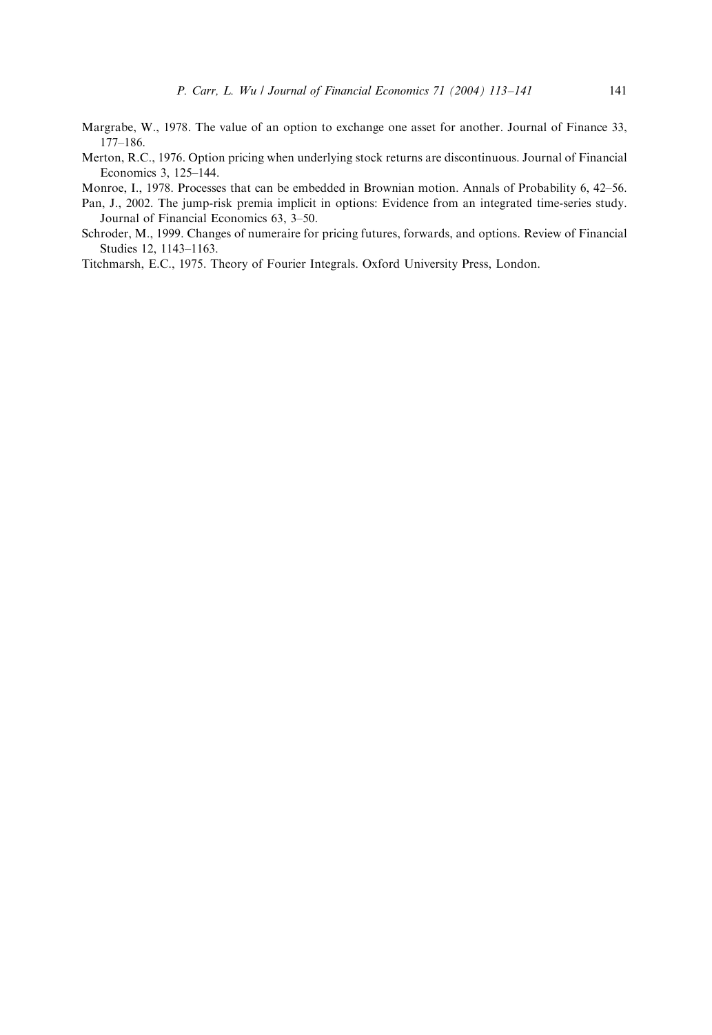Margrabe, W., 1978. The value of an option to exchange one asset for another. Journal of Finance 33, 177–186.

Merton, R.C., 1976. Option pricing when underlying stock returns are discontinuous. Journal of Financial Economics 3, 125–144.

Monroe, I., 1978. Processes that can be embedded in Brownian motion. Annals of Probability 6, 42–56.

Pan, J., 2002. The jump-risk premia implicit in options: Evidence from an integrated time-series study. Journal of Financial Economics 63, 3–50.

Schroder, M., 1999. Changes of numeraire for pricing futures, forwards, and options. Review of Financial Studies 12, 1143–1163.

Titchmarsh, E.C., 1975. Theory of Fourier Integrals. Oxford University Press, London.